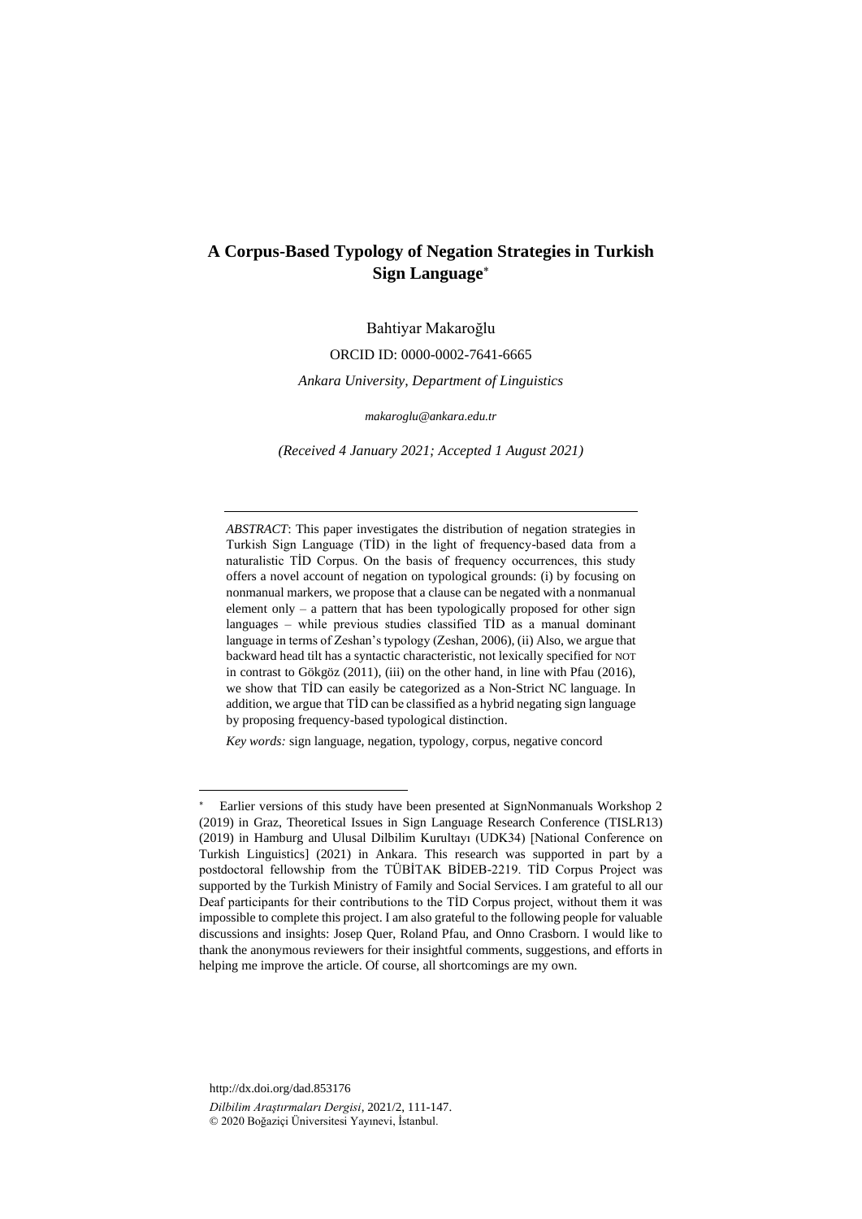# A Corpus-Based Typology of Negation Strategies in Turkish Sign Language*

Bahtiyar Makaroğlu

ORCID ID: 0000-0002-7641-6665

*Ankara University, Department of Linguistics*

*makaroglu@ankara.edu.tr*

*(Received 4 January 2021; Accepted 1 August 2021)*

---

*ABSTRACT*: This paper investigates the distribution of negation strategies in Turkish Sign Language (TİD) in the light of frequency-based data from a naturalistic TİD Corpus. On the basis of frequency occurrences, this study offers a novel account of negation on typological grounds: (i) by focusing on nonmanual markers, we propose that a clause can be negated with a nonmanual element only – a pattern that has been typologically proposed for other sign languages – while previous studies classified TİD as a manual dominant language in terms of Zeshan's typology (Zeshan, 2006), (ii) Also, we argue that backward head tilt has a syntactic characteristic, not lexically specified for NOT in contrast to Gökgöz (2011), (iii) on the other hand, in line with Pfau (2016), we show that TİD can easily be categorized as a Non-Strict NC language. In addition, we argue that TİD can be classified as a hybrid negating sign language by proposing frequency-based typological distinction.

*Key words:* sign language, negation, typology, corpus, negative concord

---

* Earlier versions of this study have been presented at SignNonmanuals Workshop 2 (2019) in Graz, Theoretical Issues in Sign Language Research Conference (TISLR13) (2019) in Hamburg and Ulusal Dilbilim Kurultayı (UDK34) [National Conference on Turkish Linguistics] (2021) in Ankara. This research was supported in part by a postdoctoral fellowship from the TÜBİTAK BİDEB-2219. TİD Corpus Project was supported by the Turkish Ministry of Family and Social Services. I am grateful to all our Deaf participants for their contributions to the TİD Corpus project, without them it was impossible to complete this project. I am also grateful to the following people for valuable discussions and insights: Josep Quer, Roland Pfau, and Onno Crasborn. I would like to thank the anonymous reviewers for their insightful comments, suggestions, and efforts in helping me improve the article. Of course, all shortcomings are my own.

http://dx.doi.org/dad.853176

*Dilbilim Araştırmaları Dergisi*, 2021/2, 111-147.
© 2020 Boğaziçi Üniversitesi Yayınevi, İstanbul.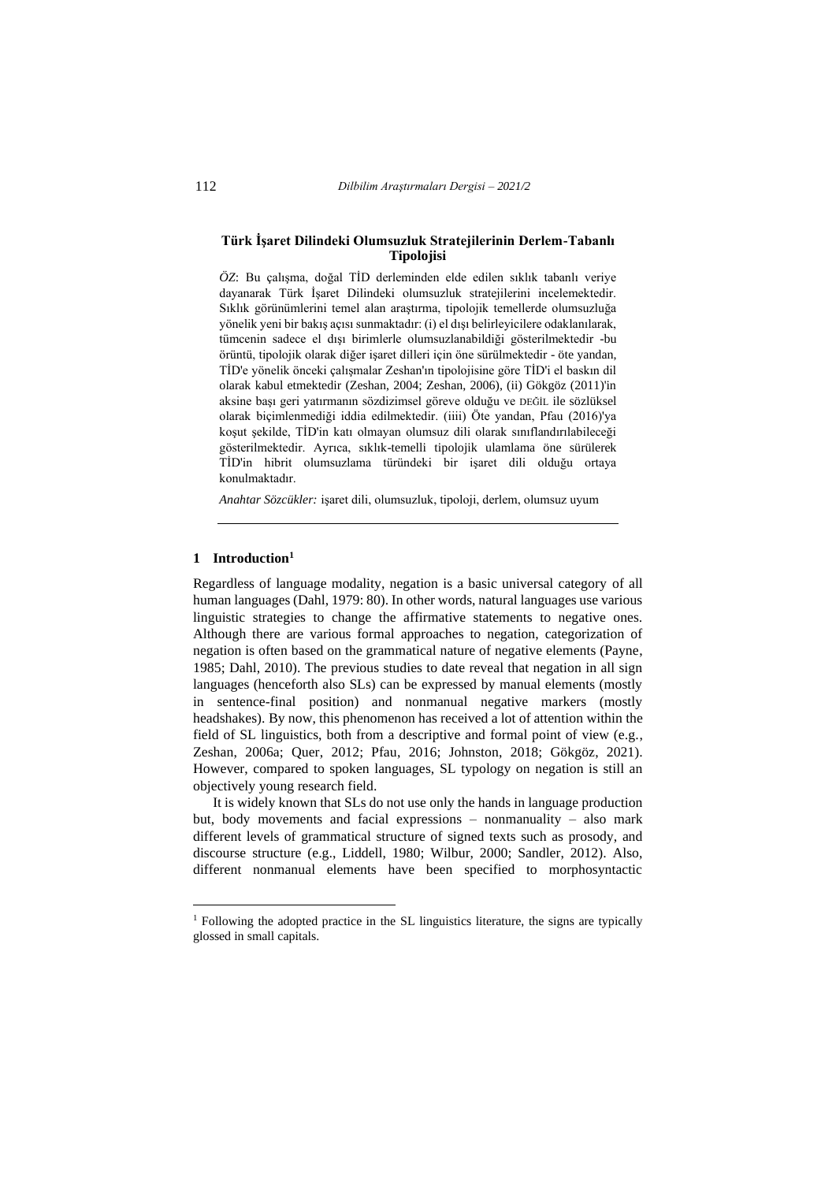**Türk İşaret Dilindeki Olumsuzluk Stratejilerinin Derlem-Tabanlı Tipolojisi**

*ÖZ*: Bu çalışma, doğal TİD derleminden elde edilen sıklık tabanlı veriye dayanarak Türk İşaret Dilindeki olumsuzluk stratejilerini incelemektedir. Sıklık görünümlerini temel alan araştırma, tipolojik temellerde olumsuzluğa yönelik yeni bir bakış açısı sunmaktadır: (i) el dışı belirleyicilere odaklanılarak, tümcenin sadece el dışı birimlerle olumsuzlanabildiği gösterilmektedir -bu örüntü, tipolojik olarak diğer işaret dilleri için öne sürülmektedir - öte yandan, TİD'e yönelik önceki çalışmalar Zeshan'ın tipolojisine göre TİD'i el baskın dil olarak kabul etmektedir (Zeshan, 2004; Zeshan, 2006), (ii) Gökgöz (2011)'in aksine başı geri yatırmanın sözdizimsel göreve olduğu ve DEĞİL ile sözlüksel olarak biçimlenmediği iddia edilmektedir. (iiii) Öte yandan, Pfau (2016)'ya koşut şekilde, TİD'in katı olmayan olumsuz dili olarak sınıflandırılabileceği gösterilmektedir. Ayrıca, sıklık-temelli tipolojik ulamlama öne sürülerek TİD'in hibrit olumsuzlama türündeki bir işaret dili olduğu ortaya konulmaktadır.

*Anahtar Sözcükler:* işaret dili, olumsuzluk, tipoloji, derlem, olumsuz uyum

## 1 Introduction[1]

Regardless of language modality, negation is a basic universal category of all human languages (Dahl, 1979: 80). In other words, natural languages use various linguistic strategies to change the affirmative statements to negative ones. Although there are various formal approaches to negation, categorization of negation is often based on the grammatical nature of negative elements (Payne, 1985; Dahl, 2010). The previous studies to date reveal that negation in all sign languages (henceforth also SLs) can be expressed by manual elements (mostly in sentence-final position) and nonmanual negative markers (mostly headshakes). By now, this phenomenon has received a lot of attention within the field of SL linguistics, both from a descriptive and formal point of view (e.g., Zeshan, 2006a; Quer, 2012; Pfau, 2016; Johnston, 2018; Gökgöz, 2021). However, compared to spoken languages, SL typology on negation is still an objectively young research field.

It is widely known that SLs do not use only the hands in language production but, body movements and facial expressions – nonmanuality – also mark different levels of grammatical structure of signed texts such as prosody, and discourse structure (e.g., Liddell, 1980; Wilbur, 2000; Sandler, 2012). Also, different nonmanual elements have been specified to morphosyntactic

[1] Following the adopted practice in the SL linguistics literature, the signs are typically glossed in small capitals.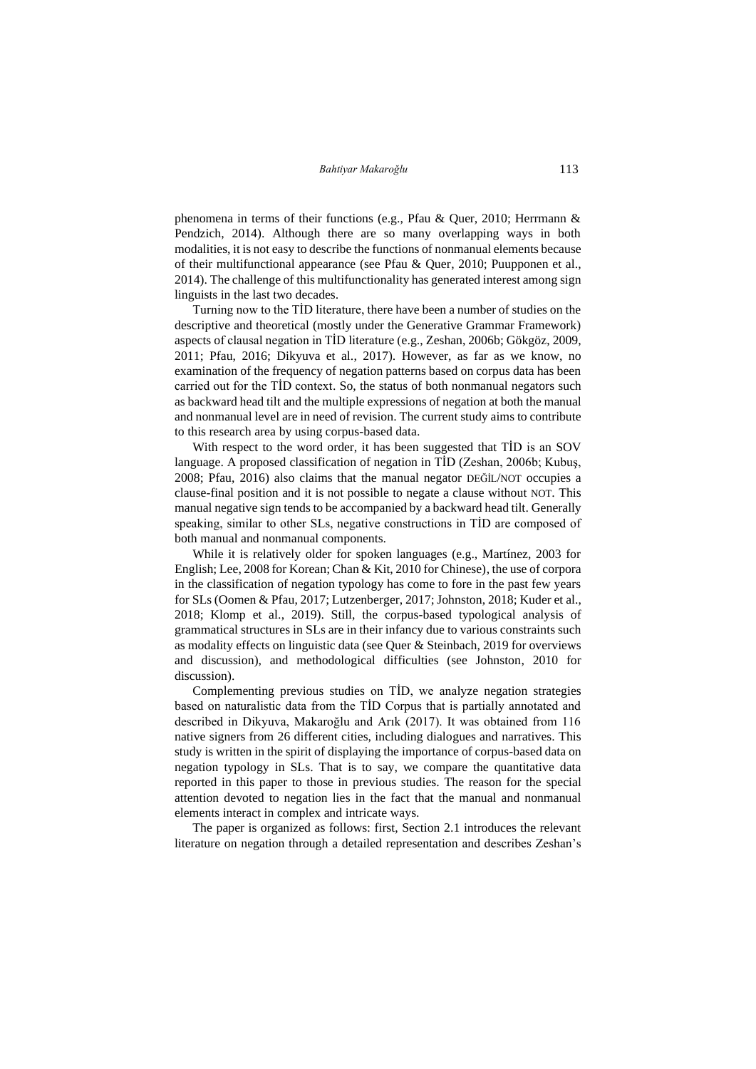phenomena in terms of their functions (e.g., Pfau & Quer, 2010; Herrmann & Pendzich, 2014). Although there are so many overlapping ways in both modalities, it is not easy to describe the functions of nonmanual elements because of their multifunctional appearance (see Pfau & Quer, 2010; Puupponen et al., 2014). The challenge of this multifunctionality has generated interest among sign linguists in the last two decades.

Turning now to the TİD literature, there have been a number of studies on the descriptive and theoretical (mostly under the Generative Grammar Framework) aspects of clausal negation in TİD literature (e.g., Zeshan, 2006b; Gökgöz, 2009, 2011; Pfau, 2016; Dikyuva et al., 2017). However, as far as we know, no examination of the frequency of negation patterns based on corpus data has been carried out for the TİD context. So, the status of both nonmanual negators such as backward head tilt and the multiple expressions of negation at both the manual and nonmanual level are in need of revision. The current study aims to contribute to this research area by using corpus-based data.

With respect to the word order, it has been suggested that TİD is an SOV language. A proposed classification of negation in TİD (Zeshan, 2006b; Kubuş, 2008; Pfau, 2016) also claims that the manual negator DEĞİL/NOT occupies a clause-final position and it is not possible to negate a clause without NOT. This manual negative sign tends to be accompanied by a backward head tilt. Generally speaking, similar to other SLs, negative constructions in TİD are composed of both manual and nonmanual components.

While it is relatively older for spoken languages (e.g., Martínez, 2003 for English; Lee, 2008 for Korean; Chan & Kit, 2010 for Chinese), the use of corpora in the classification of negation typology has come to fore in the past few years for SLs (Oomen & Pfau, 2017; Lutzenberger, 2017; Johnston, 2018; Kuder et al., 2018; Klomp et al., 2019). Still, the corpus-based typological analysis of grammatical structures in SLs are in their infancy due to various constraints such as modality effects on linguistic data (see Quer & Steinbach, 2019 for overviews and discussion), and methodological difficulties (see Johnston, 2010 for discussion).

Complementing previous studies on TİD, we analyze negation strategies based on naturalistic data from the TİD Corpus that is partially annotated and described in Dikyuva, Makaroğlu and Arık (2017). It was obtained from 116 native signers from 26 different cities, including dialogues and narratives. This study is written in the spirit of displaying the importance of corpus-based data on negation typology in SLs. That is to say, we compare the quantitative data reported in this paper to those in previous studies. The reason for the special attention devoted to negation lies in the fact that the manual and nonmanual elements interact in complex and intricate ways.

The paper is organized as follows: first, Section 2.1 introduces the relevant literature on negation through a detailed representation and describes Zeshan's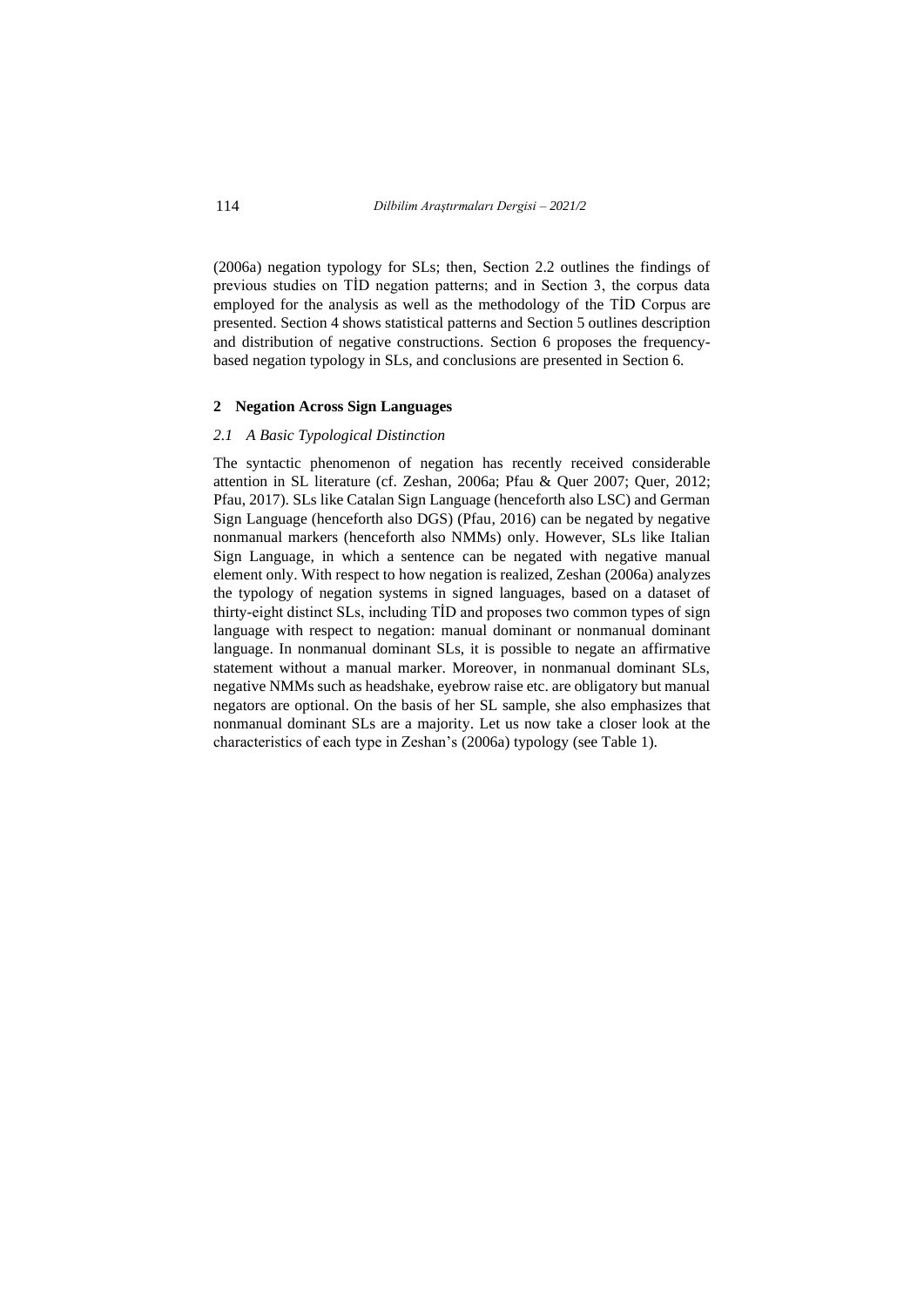(2006a) negation typology for SLs; then, Section 2.2 outlines the findings of previous studies on TİD negation patterns; and in Section 3, the corpus data employed for the analysis as well as the methodology of the TİD Corpus are presented. Section 4 shows statistical patterns and Section 5 outlines description and distribution of negative constructions. Section 6 proposes the frequency-based negation typology in SLs, and conclusions are presented in Section 6.

## 2 Negation Across Sign Languages

### *2.1 A Basic Typological Distinction*

The syntactic phenomenon of negation has recently received considerable attention in SL literature (cf. Zeshan, 2006a; Pfau & Quer 2007; Quer, 2012; Pfau, 2017). SLs like Catalan Sign Language (henceforth also LSC) and German Sign Language (henceforth also DGS) (Pfau, 2016) can be negated by negative nonmanual markers (henceforth also NMMs) only. However, SLs like Italian Sign Language, in which a sentence can be negated with negative manual element only. With respect to how negation is realized, Zeshan (2006a) analyzes the typology of negation systems in signed languages, based on a dataset of thirty-eight distinct SLs, including TİD and proposes two common types of sign language with respect to negation: manual dominant or nonmanual dominant language. In nonmanual dominant SLs, it is possible to negate an affirmative statement without a manual marker. Moreover, in nonmanual dominant SLs, negative NMMs such as headshake, eyebrow raise etc. are obligatory but manual negators are optional. On the basis of her SL sample, she also emphasizes that nonmanual dominant SLs are a majority. Let us now take a closer look at the characteristics of each type in Zeshan's (2006a) typology (see Table 1).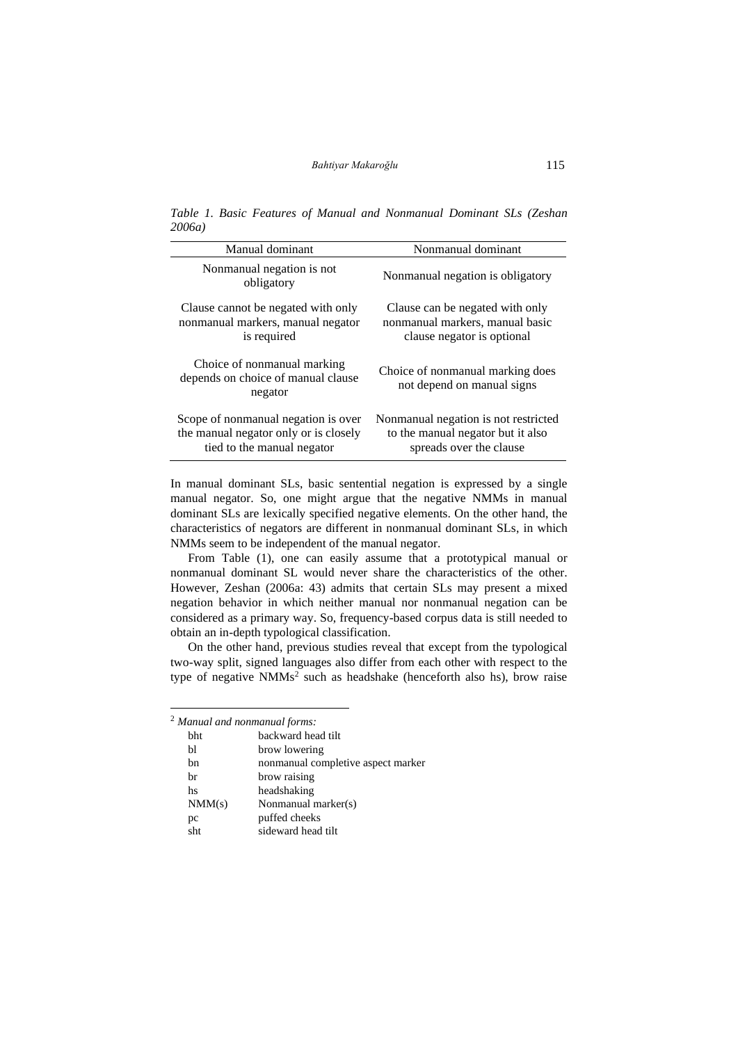*Table 1. Basic Features of Manual and Nonmanual Dominant SLs (Zeshan 2006a)*

| Manual dominant | Nonmanual dominant |
|---|---|
| Nonmanual negation is not obligatory | Nonmanual negation is obligatory |
| Clause cannot be negated with only nonmanual markers, manual negator is required | Clause can be negated with only nonmanual markers, manual basic clause negator is optional |
| Choice of nonmanual marking depends on choice of manual clause negator | Choice of nonmanual marking does not depend on manual signs |
| Scope of nonmanual negation is over the manual negator only or is closely tied to the manual negator | Nonmanual negation is not restricted to the manual negator but it also spreads over the clause |

In manual dominant SLs, basic sentential negation is expressed by a single manual negator. So, one might argue that the negative NMMs in manual dominant SLs are lexically specified negative elements. On the other hand, the characteristics of negators are different in nonmanual dominant SLs, in which NMMs seem to be independent of the manual negator.

From Table (1), one can easily assume that a prototypical manual or nonmanual dominant SL would never share the characteristics of the other. However, Zeshan (2006a: 43) admits that certain SLs may present a mixed negation behavior in which neither manual nor nonmanual negation can be considered as a primary way. So, frequency-based corpus data is still needed to obtain an in-depth typological classification.

On the other hand, previous studies reveal that except from the typological two-way split, signed languages also differ from each other with respect to the type of negative NMMs[2] such as headshake (henceforth also hs), brow raise

---

[2] *Manual and nonmanual forms:*

| | |
|---|---|
| bht | backward head tilt |
| bl | brow lowering |
| bn | nonmanual completive aspect marker |
| br | brow raising |
| hs | headshaking |
| NMM(s) | Nonmanual marker(s) |
| pc | puffed cheeks |
| sht | sideward head tilt |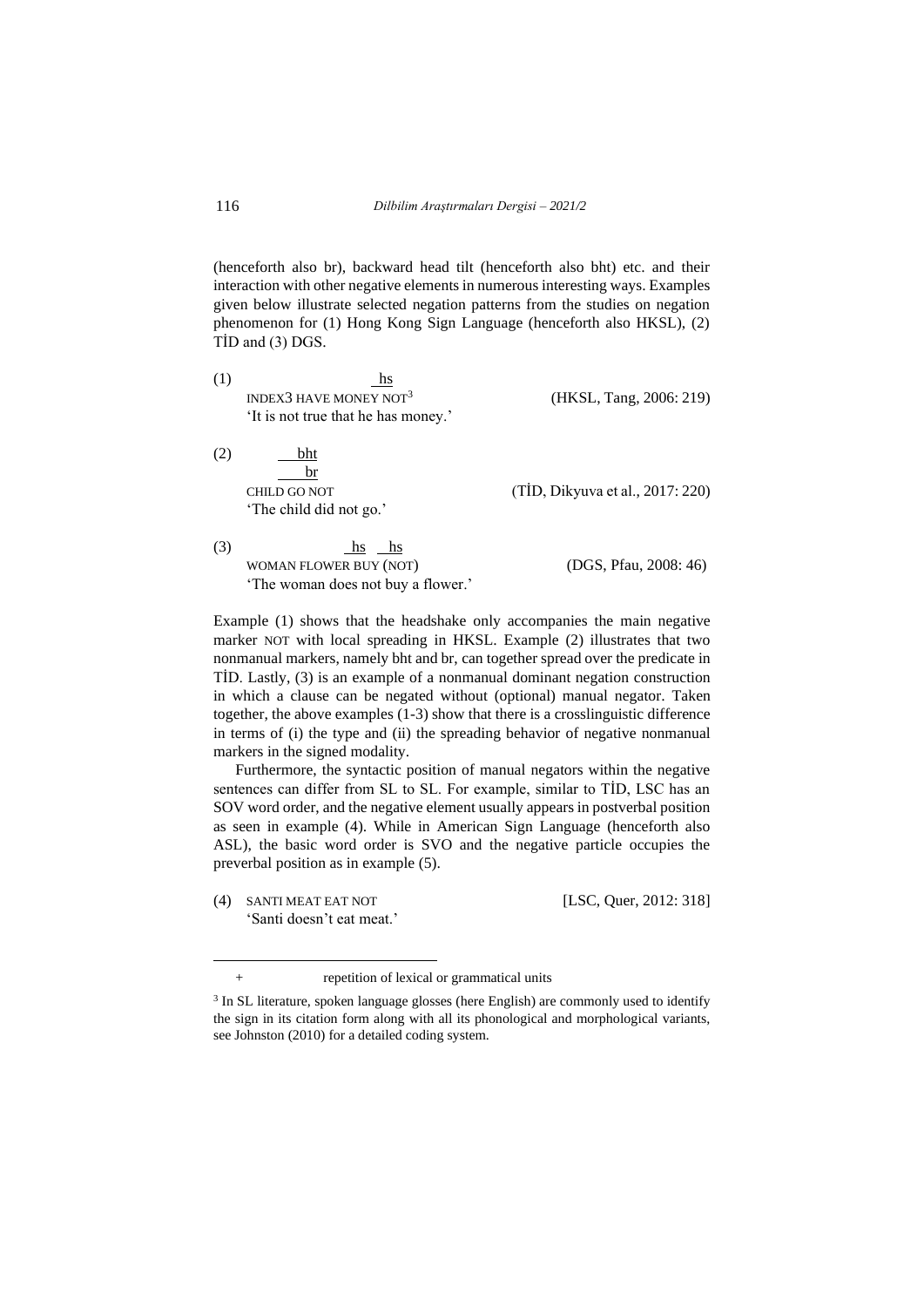(henceforth also br), backward head tilt (henceforth also bht) etc. and their interaction with other negative elements in numerous interesting ways. Examples given below illustrate selected negation patterns from the studies on negation phenomenon for (1) Hong Kong Sign Language (henceforth also HKSL), (2) TİD and (3) DGS.

(1)
```
                        hs
     INDEX3 HAVE MONEY NOT
```
INDEX3 HAVE MONEY NOT[3] (HKSL, Tang, 2006: 219)
'It is not true that he has money.'

(2)
```
     bht
     br
     CHILD GO NOT
```
(TİD, Dikyuva et al., 2017: 220)
'The child did not go.'

(3)
```
                   hs   hs
     WOMAN FLOWER BUY (NOT)
```
(DGS, Pfau, 2008: 46)
'The woman does not buy a flower.'

Example (1) shows that the headshake only accompanies the main negative marker NOT with local spreading in HKSL. Example (2) illustrates that two nonmanual markers, namely bht and br, can together spread over the predicate in TİD. Lastly, (3) is an example of a nonmanual dominant negation construction in which a clause can be negated without (optional) manual negator. Taken together, the above examples (1-3) show that there is a crosslinguistic difference in terms of (i) the type and (ii) the spreading behavior of negative nonmanual markers in the signed modality.

Furthermore, the syntactic position of manual negators within the negative sentences can differ from SL to SL. For example, similar to TİD, LSC has an SOV word order, and the negative element usually appears in postverbal position as seen in example (4). While in American Sign Language (henceforth also ASL), the basic word order is SVO and the negative particle occupies the preverbal position as in example (5).

(4) SANTI MEAT EAT NOT [LSC, Quer, 2012: 318]
'Santi doesn't eat meat.'

---

+ repetition of lexical or grammatical units

[3] In SL literature, spoken language glosses (here English) are commonly used to identify the sign in its citation form along with all its phonological and morphological variants, see Johnston (2010) for a detailed coding system.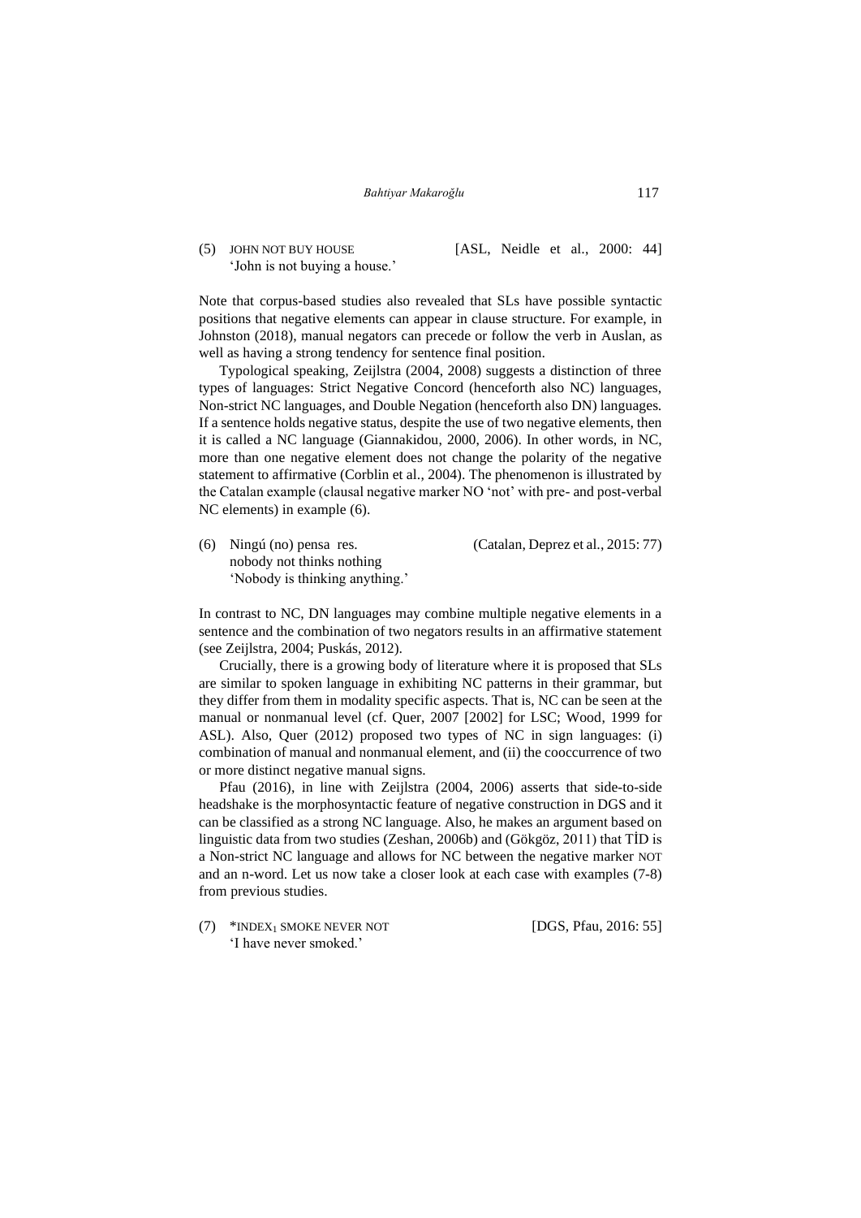(5) JOHN NOT BUY HOUSE [ASL, Neidle et al., 2000: 44]
'John is not buying a house.'

Note that corpus-based studies also revealed that SLs have possible syntactic positions that negative elements can appear in clause structure. For example, in Johnston (2018), manual negators can precede or follow the verb in Auslan, as well as having a strong tendency for sentence final position.

Typological speaking, Zeijlstra (2004, 2008) suggests a distinction of three types of languages: Strict Negative Concord (henceforth also NC) languages, Non-strict NC languages, and Double Negation (henceforth also DN) languages. If a sentence holds negative status, despite the use of two negative elements, then it is called a NC language (Giannakidou, 2000, 2006). In other words, in NC, more than one negative element does not change the polarity of the negative statement to affirmative (Corblin et al., 2004). The phenomenon is illustrated by the Catalan example (clausal negative marker NO 'not' with pre- and post-verbal NC elements) in example (6).

(6) Ningú (no) pensa res. (Catalan, Deprez et al., 2015: 77)
nobody not thinks nothing
'Nobody is thinking anything.'

In contrast to NC, DN languages may combine multiple negative elements in a sentence and the combination of two negators results in an affirmative statement (see Zeijlstra, 2004; Puskás, 2012).

Crucially, there is a growing body of literature where it is proposed that SLs are similar to spoken language in exhibiting NC patterns in their grammar, but they differ from them in modality specific aspects. That is, NC can be seen at the manual or nonmanual level (cf. Quer, 2007 [2002] for LSC; Wood, 1999 for ASL). Also, Quer (2012) proposed two types of NC in sign languages: (i) combination of manual and nonmanual element, and (ii) the cooccurrence of two or more distinct negative manual signs.

Pfau (2016), in line with Zeijlstra (2004, 2006) asserts that side-to-side headshake is the morphosyntactic feature of negative construction in DGS and it can be classified as a strong NC language. Also, he makes an argument based on linguistic data from two studies (Zeshan, 2006b) and (Gökgöz, 2011) that TİD is a Non-strict NC language and allows for NC between the negative marker NOT and an n-word. Let us now take a closer look at each case with examples (7-8) from previous studies.

(7) *INDEX$_1$ SMOKE NEVER NOT [DGS, Pfau, 2016: 55]
'I have never smoked.'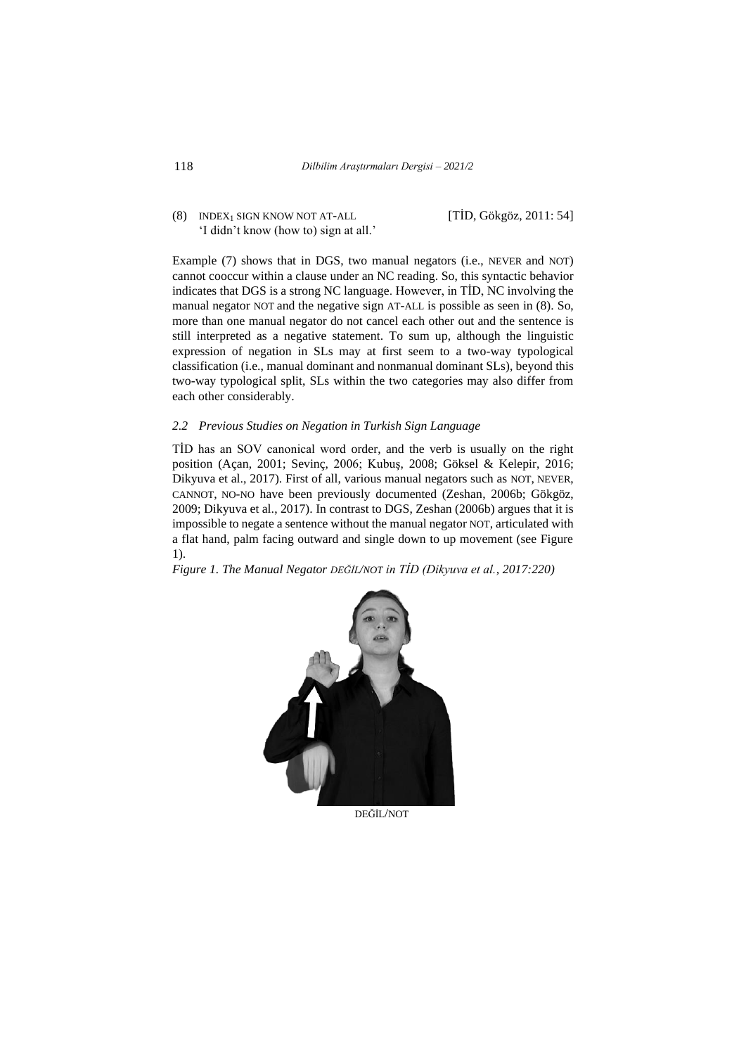(8) INDEX$_1$ SIGN KNOW NOT AT-ALL [TİD, Gökgöz, 2011: 54]
'I didn't know (how to) sign at all.'

Example (7) shows that in DGS, two manual negators (i.e., NEVER and NOT) cannot cooccur within a clause under an NC reading. So, this syntactic behavior indicates that DGS is a strong NC language. However, in TİD, NC involving the manual negator NOT and the negative sign AT-ALL is possible as seen in (8). So, more than one manual negator do not cancel each other out and the sentence is still interpreted as a negative statement. To sum up, although the linguistic expression of negation in SLs may at first seem to a two-way typological classification (i.e., manual dominant and nonmanual dominant SLs), beyond this two-way typological split, SLs within the two categories may also differ from each other considerably.

### *2.2 Previous Studies on Negation in Turkish Sign Language*

TİD has an SOV canonical word order, and the verb is usually on the right position (Açan, 2001; Sevinç, 2006; Kubuş, 2008; Göksel & Kelepir, 2016; Dikyuva et al., 2017). First of all, various manual negators such as NOT, NEVER, CANNOT, NO-NO have been previously documented (Zeshan, 2006b; Gökgöz, 2009; Dikyuva et al., 2017). In contrast to DGS, Zeshan (2006b) argues that it is impossible to negate a sentence without the manual negator NOT, articulated with a flat hand, palm facing outward and single down to up movement (see Figure 1).

*Figure 1. The Manual Negator DEĞİL/NOT in TİD (Dikyuva et al., 2017:220)*

DEĞİL/NOT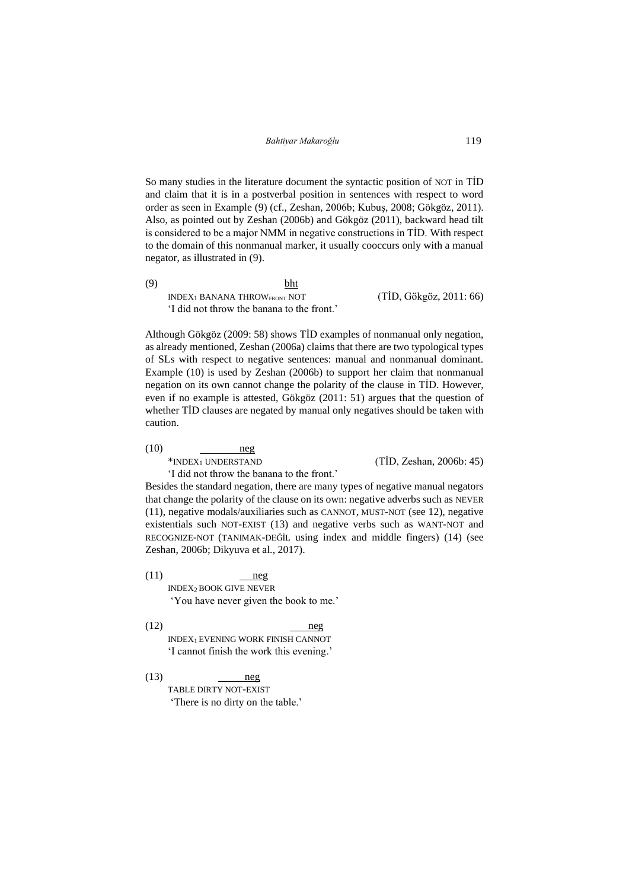So many studies in the literature document the syntactic position of NOT in TİD and claim that it is in a postverbal position in sentences with respect to word order as seen in Example (9) (cf., Zeshan, 2006b; Kubuş, 2008; Gökgöz, 2011). Also, as pointed out by Zeshan (2006b) and Gökgöz (2011), backward head tilt is considered to be a major NMM in negative constructions in TİD. With respect to the domain of this nonmanual marker, it usually cooccurs only with a manual negator, as illustrated in (9).

(9) bht
INDEX$_1$ BANANA THROW$_{FRONT}$ NOT (TİD, Gökgöz, 2011: 66)
'I did not throw the banana to the front.'

Although Gökgöz (2009: 58) shows TİD examples of nonmanual only negation, as already mentioned, Zeshan (2006a) claims that there are two typological types of SLs with respect to negative sentences: manual and nonmanual dominant. Example (10) is used by Zeshan (2006b) to support her claim that nonmanual negation on its own cannot change the polarity of the clause in TİD. However, even if no example is attested, Gökgöz (2011: 51) argues that the question of whether TİD clauses are negated by manual only negatives should be taken with caution.

(10) neg
*INDEX$_1$ UNDERSTAND (TİD, Zeshan, 2006b: 45)
'I did not throw the banana to the front.'

Besides the standard negation, there are many types of negative manual negators that change the polarity of the clause on its own: negative adverbs such as NEVER (11), negative modals/auxiliaries such as CANNOT, MUST-NOT (see 12), negative existentials such NOT-EXIST (13) and negative verbs such as WANT-NOT and RECOGNIZE-NOT (TANIMAK-DEĞİL using index and middle fingers) (14) (see Zeshan, 2006b; Dikyuva et al., 2017).

(11) neg
INDEX$_2$ BOOK GIVE NEVER
'You have never given the book to me.'

(12) neg
INDEX$_1$ EVENING WORK FINISH CANNOT
'I cannot finish the work this evening.'

(13) neg
TABLE DIRTY NOT-EXIST
'There is no dirty on the table.'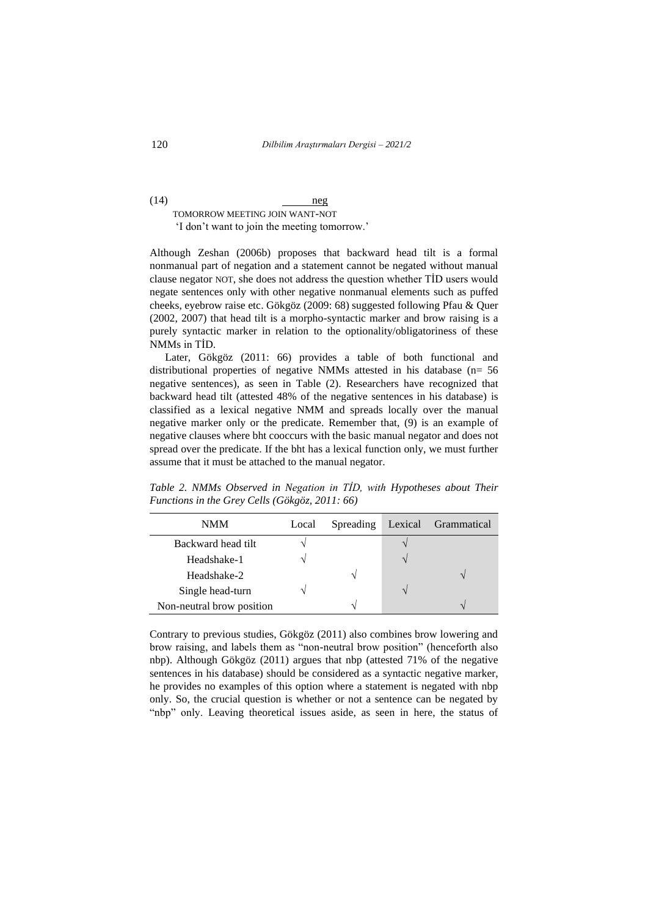(14) &nbsp;&nbsp;&nbsp;&nbsp;&nbsp;&nbsp;&nbsp;&nbsp;&nbsp;&nbsp;&nbsp;&nbsp;&nbsp;&nbsp;&nbsp;&nbsp;&nbsp;&nbsp;&nbsp;&nbsp;&nbsp;&nbsp;&nbsp;&nbsp;&nbsp;&nbsp;&nbsp;&nbsp;&nbsp;&nbsp;&nbsp;&nbsp;&nbsp;&nbsp;&nbsp;&nbsp;&nbsp;&nbsp;&nbsp;&nbsp;&nbsp;\_\_\_\_\_neg

TOMORROW MEETING JOIN WANT-NOT

'I don't want to join the meeting tomorrow.'

Although Zeshan (2006b) proposes that backward head tilt is a formal nonmanual part of negation and a statement cannot be negated without manual clause negator NOT, she does not address the question whether TİD users would negate sentences only with other negative nonmanual elements such as puffed cheeks, eyebrow raise etc. Gökgöz (2009: 68) suggested following Pfau & Quer (2002, 2007) that head tilt is a morpho-syntactic marker and brow raising is a purely syntactic marker in relation to the optionality/obligatoriness of these NMMs in TİD.

Later, Gökgöz (2011: 66) provides a table of both functional and distributional properties of negative NMMs attested in his database (n= 56 negative sentences), as seen in Table (2). Researchers have recognized that backward head tilt (attested 48% of the negative sentences in his database) is classified as a lexical negative NMM and spreads locally over the manual negative marker only or the predicate. Remember that, (9) is an example of negative clauses where bht cooccurs with the basic manual negator and does not spread over the predicate. If the bht has a lexical function only, we must further assume that it must be attached to the manual negator.

*Table 2. NMMs Observed in Negation in TİD, with Hypotheses about Their Functions in the Grey Cells (Gökgöz, 2011: 66)*

| NMM | Local | Spreading | Lexical | Grammatical |
|---|---|---|---|---|
| Backward head tilt | √ | | √ | |
| Headshake-1 | √ | | √ | |
| Headshake-2 | | √ | | √ |
| Single head-turn | √ | | √ | |
| Non-neutral brow position | | √ | | √ |

Contrary to previous studies, Gökgöz (2011) also combines brow lowering and brow raising, and labels them as "non-neutral brow position" (henceforth also nbp). Although Gökgöz (2011) argues that nbp (attested 71% of the negative sentences in his database) should be considered as a syntactic negative marker, he provides no examples of this option where a statement is negated with nbp only. So, the crucial question is whether or not a sentence can be negated by "nbp" only. Leaving theoretical issues aside, as seen in here, the status of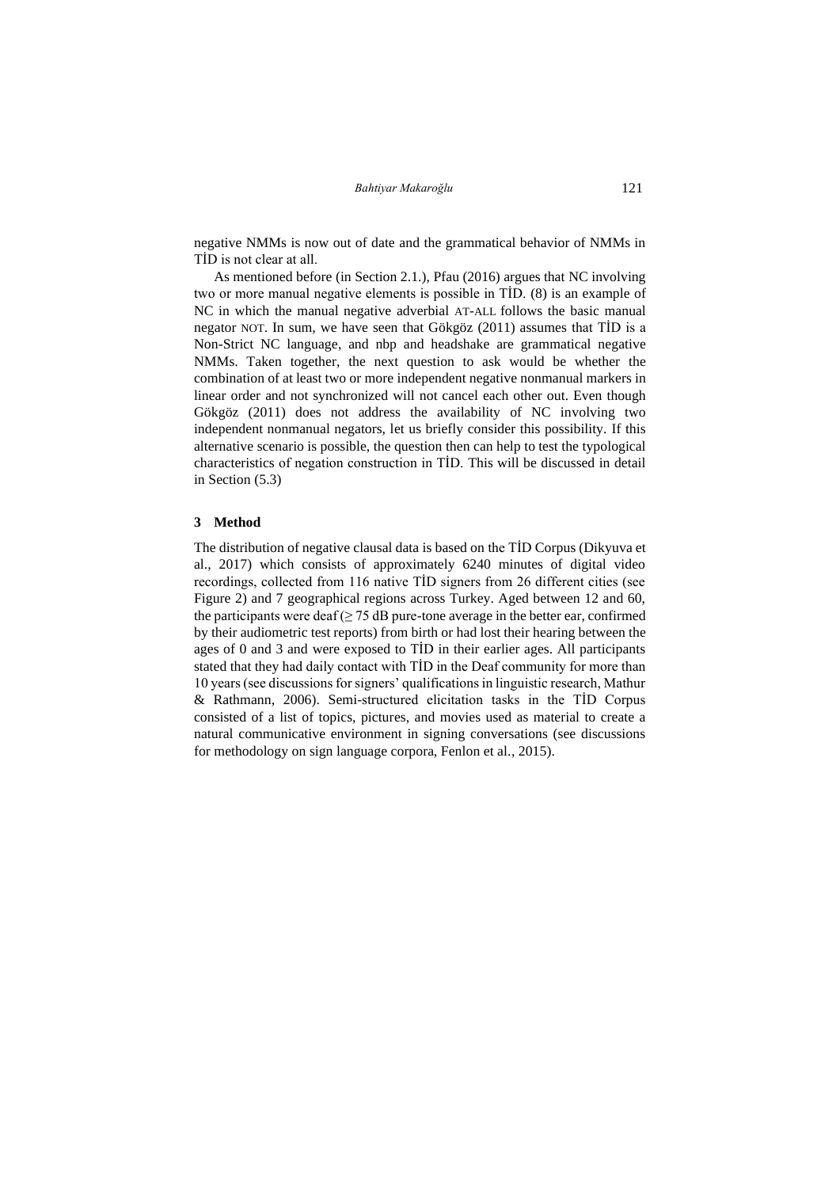negative NMMs is now out of date and the grammatical behavior of NMMs in TİD is not clear at all.

As mentioned before (in Section 2.1.), Pfau (2016) argues that NC involving two or more manual negative elements is possible in TİD. (8) is an example of NC in which the manual negative adverbial AT-ALL follows the basic manual negator NOT. In sum, we have seen that Gökgöz (2011) assumes that TİD is a Non-Strict NC language, and nbp and headshake are grammatical negative NMMs. Taken together, the next question to ask would be whether the combination of at least two or more independent negative nonmanual markers in linear order and not synchronized will not cancel each other out. Even though Gökgöz (2011) does not address the availability of NC involving two independent nonmanual negators, let us briefly consider this possibility. If this alternative scenario is possible, the question then can help to test the typological characteristics of negation construction in TİD. This will be discussed in detail in Section (5.3)

## 3 Method

The distribution of negative clausal data is based on the TİD Corpus (Dikyuva et al., 2017) which consists of approximately 6240 minutes of digital video recordings, collected from 116 native TİD signers from 26 different cities (see Figure 2) and 7 geographical regions across Turkey. Aged between 12 and 60, the participants were deaf ($\geq$ 75 dB pure-tone average in the better ear, confirmed by their audiometric test reports) from birth or had lost their hearing between the ages of 0 and 3 and were exposed to TİD in their earlier ages. All participants stated that they had daily contact with TİD in the Deaf community for more than 10 years (see discussions for signers' qualifications in linguistic research, Mathur & Rathmann, 2006). Semi-structured elicitation tasks in the TİD Corpus consisted of a list of topics, pictures, and movies used as material to create a natural communicative environment in signing conversations (see discussions for methodology on sign language corpora, Fenlon et al., 2015).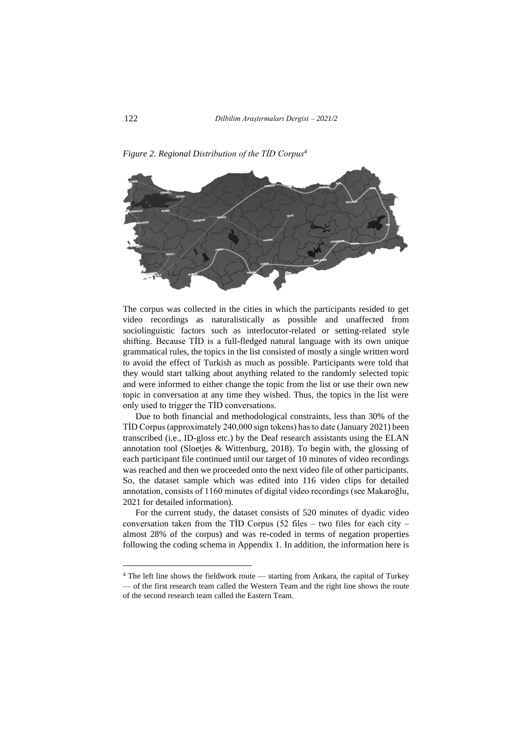*Figure 2. Regional Distribution of the TİD Corpus*[4]

The corpus was collected in the cities in which the participants resided to get video recordings as naturalistically as possible and unaffected from sociolinguistic factors such as interlocutor-related or setting-related style shifting. Because TİD is a full-fledged natural language with its own unique grammatical rules, the topics in the list consisted of mostly a single written word to avoid the effect of Turkish as much as possible. Participants were told that they would start talking about anything related to the randomly selected topic and were informed to either change the topic from the list or use their own new topic in conversation at any time they wished. Thus, the topics in the list were only used to trigger the TİD conversations.

Due to both financial and methodological constraints, less than 30% of the TİD Corpus (approximately 240,000 sign tokens) has to date (January 2021) been transcribed (i.e., ID-gloss etc.) by the Deaf research assistants using the ELAN annotation tool (Sloetjes & Wittenburg, 2018). To begin with, the glossing of each participant file continued until our target of 10 minutes of video recordings was reached and then we proceeded onto the next video file of other participants. So, the dataset sample which was edited into 116 video clips for detailed annotation, consists of 1160 minutes of digital video recordings (see Makaroğlu, 2021 for detailed information).

For the current study, the dataset consists of 520 minutes of dyadic video conversation taken from the TİD Corpus (52 files – two files for each city – almost 28% of the corpus) and was re-coded in terms of negation properties following the coding schema in Appendix 1. In addition, the information here is

[4] The left line shows the fieldwork route — starting from Ankara, the capital of Turkey — of the first research team called the Western Team and the right line shows the route of the second research team called the Eastern Team.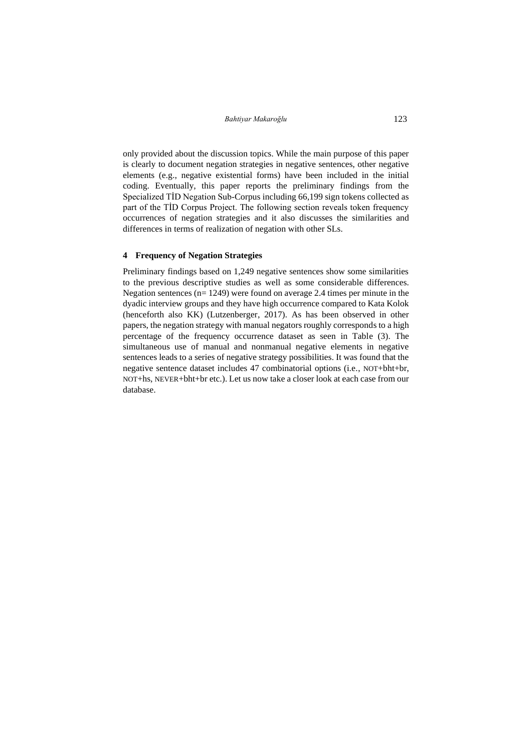only provided about the discussion topics. While the main purpose of this paper is clearly to document negation strategies in negative sentences, other negative elements (e.g., negative existential forms) have been included in the initial coding. Eventually, this paper reports the preliminary findings from the Specialized TİD Negation Sub-Corpus including 66,199 sign tokens collected as part of the TİD Corpus Project. The following section reveals token frequency occurrences of negation strategies and it also discusses the similarities and differences in terms of realization of negation with other SLs.

## 4 Frequency of Negation Strategies

Preliminary findings based on 1,249 negative sentences show some similarities to the previous descriptive studies as well as some considerable differences. Negation sentences (n= 1249) were found on average 2.4 times per minute in the dyadic interview groups and they have high occurrence compared to Kata Kolok (henceforth also KK) (Lutzenberger, 2017). As has been observed in other papers, the negation strategy with manual negators roughly corresponds to a high percentage of the frequency occurrence dataset as seen in Table (3). The simultaneous use of manual and nonmanual negative elements in negative sentences leads to a series of negative strategy possibilities. It was found that the negative sentence dataset includes 47 combinatorial options (i.e., NOT+bht+br, NOT+hs, NEVER+bht+br etc.). Let us now take a closer look at each case from our database.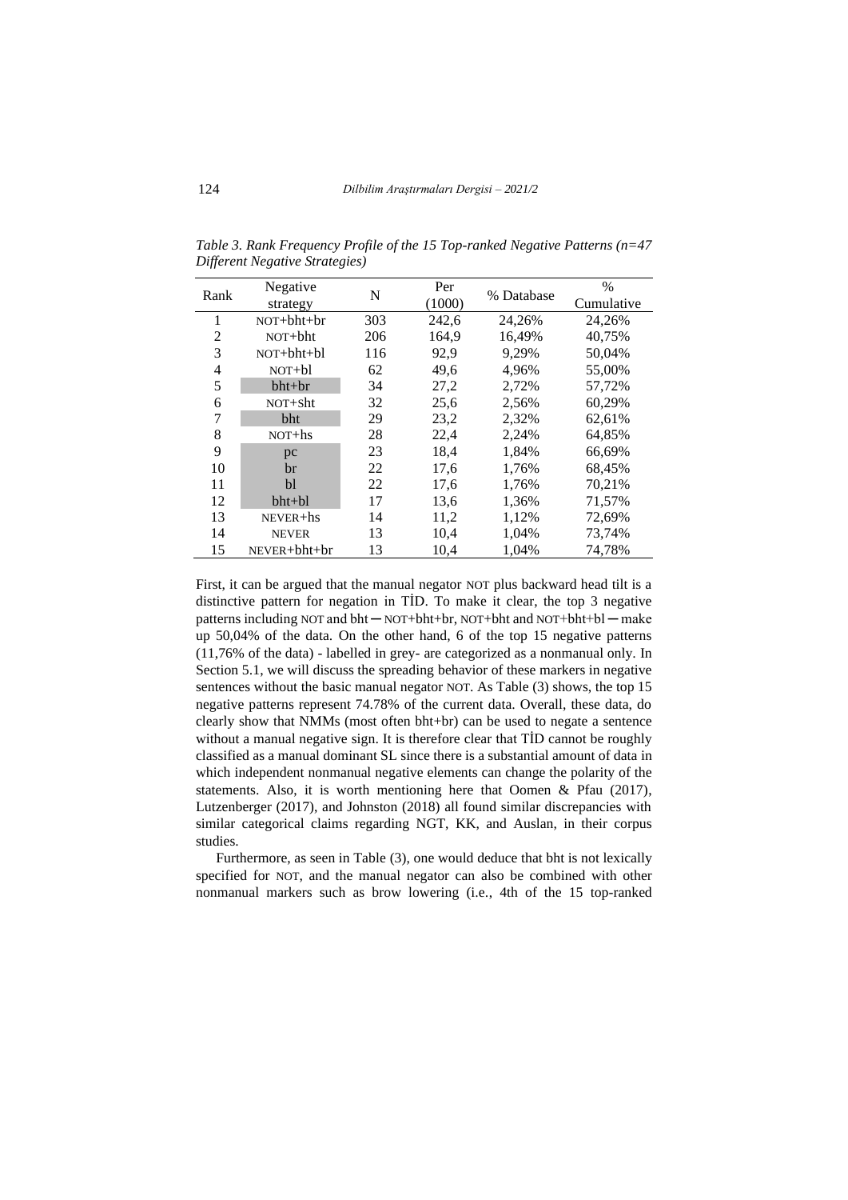*Table 3. Rank Frequency Profile of the 15 Top-ranked Negative Patterns (n=47 Different Negative Strategies)*

| Rank | Negative strategy | N | Per (1000) | % Database | % Cumulative |
|---|---|---|---|---|---|
| 1 | NOT+bht+br | 303 | 242,6 | 24,26% | 24,26% |
| 2 | NOT+bht | 206 | 164,9 | 16,49% | 40,75% |
| 3 | NOT+bht+bl | 116 | 92,9 | 9,29% | 50,04% |
| 4 | NOT+bl | 62 | 49,6 | 4,96% | 55,00% |
| 5 | bht+br | 34 | 27,2 | 2,72% | 57,72% |
| 6 | NOT+sht | 32 | 25,6 | 2,56% | 60,29% |
| 7 | bht | 29 | 23,2 | 2,32% | 62,61% |
| 8 | NOT+hs | 28 | 22,4 | 2,24% | 64,85% |
| 9 | pc | 23 | 18,4 | 1,84% | 66,69% |
| 10 | br | 22 | 17,6 | 1,76% | 68,45% |
| 11 | bl | 22 | 17,6 | 1,76% | 70,21% |
| 12 | bht+bl | 17 | 13,6 | 1,36% | 71,57% |
| 13 | NEVER+hs | 14 | 11,2 | 1,12% | 72,69% |
| 14 | NEVER | 13 | 10,4 | 1,04% | 73,74% |
| 15 | NEVER+bht+br | 13 | 10,4 | 1,04% | 74,78% |

First, it can be argued that the manual negator NOT plus backward head tilt is a distinctive pattern for negation in TİD. To make it clear, the top 3 negative patterns including NOT and bht ─ NOT+bht+br, NOT+bht and NOT+bht+bl ─ make up 50,04% of the data. On the other hand, 6 of the top 15 negative patterns (11,76% of the data) - labelled in grey- are categorized as a nonmanual only. In Section 5.1, we will discuss the spreading behavior of these markers in negative sentences without the basic manual negator NOT. As Table (3) shows, the top 15 negative patterns represent 74.78% of the current data. Overall, these data, do clearly show that NMMs (most often bht+br) can be used to negate a sentence without a manual negative sign. It is therefore clear that TİD cannot be roughly classified as a manual dominant SL since there is a substantial amount of data in which independent nonmanual negative elements can change the polarity of the statements. Also, it is worth mentioning here that Oomen & Pfau (2017), Lutzenberger (2017), and Johnston (2018) all found similar discrepancies with similar categorical claims regarding NGT, KK, and Auslan, in their corpus studies.

Furthermore, as seen in Table (3), one would deduce that bht is not lexically specified for NOT, and the manual negator can also be combined with other nonmanual markers such as brow lowering (i.e., 4th of the 15 top-ranked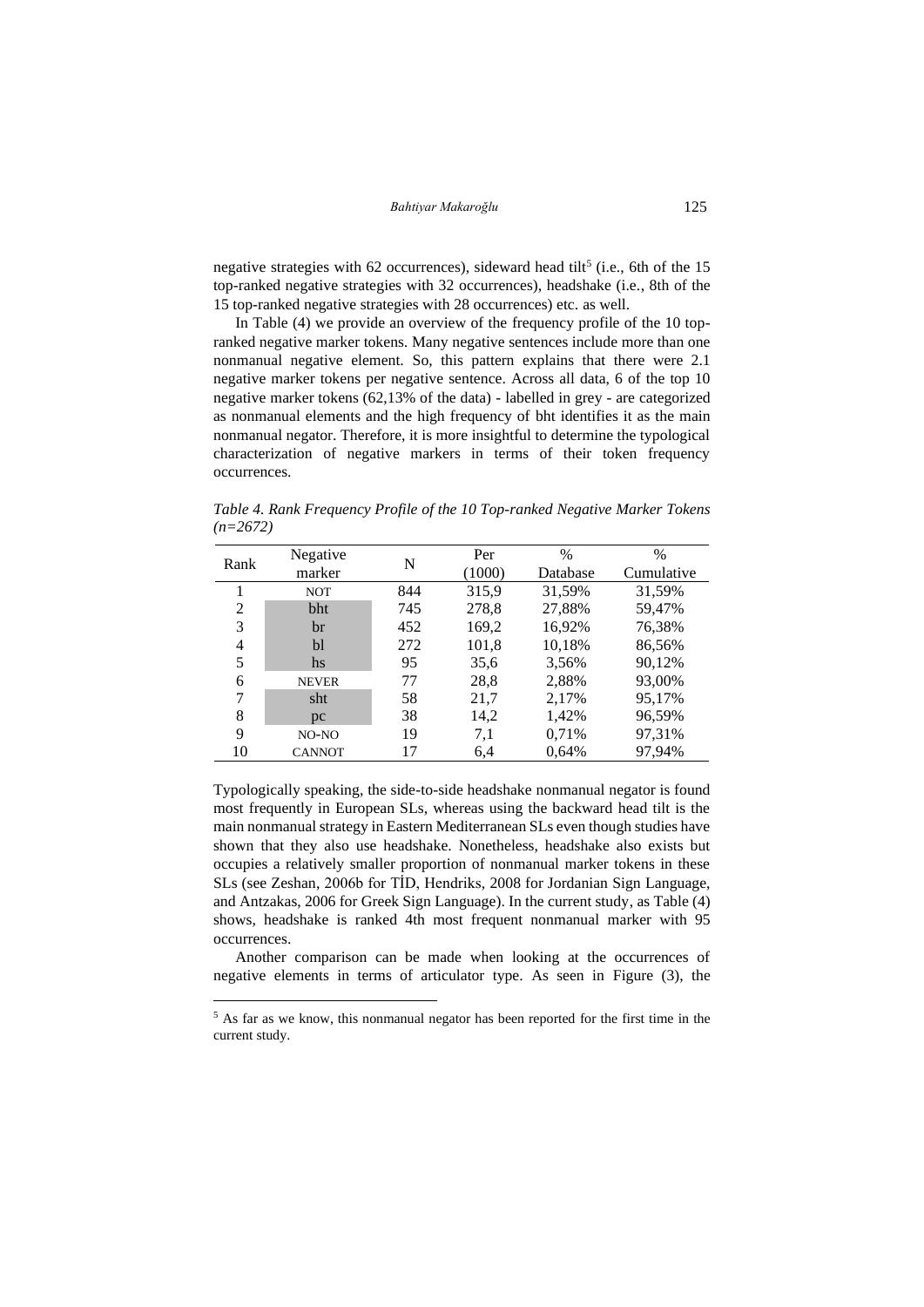negative strategies with 62 occurrences), sideward head tilt[5] (i.e., 6th of the 15 top-ranked negative strategies with 32 occurrences), headshake (i.e., 8th of the 15 top-ranked negative strategies with 28 occurrences) etc. as well.

In Table (4) we provide an overview of the frequency profile of the 10 top-ranked negative marker tokens. Many negative sentences include more than one nonmanual negative element. So, this pattern explains that there were 2.1 negative marker tokens per negative sentence. Across all data, 6 of the top 10 negative marker tokens (62,13% of the data) - labelled in grey - are categorized as nonmanual elements and the high frequency of bht identifies it as the main nonmanual negator. Therefore, it is more insightful to determine the typological characterization of negative markers in terms of their token frequency occurrences.

*Table 4. Rank Frequency Profile of the 10 Top-ranked Negative Marker Tokens (n=2672)*

| Rank | Negative marker | N | Per (1000) | % Database | % Cumulative |
|---|---|---|---|---|---|
| 1 | NOT | 844 | 315,9 | 31,59% | 31,59% |
| 2 | bht | 745 | 278,8 | 27,88% | 59,47% |
| 3 | br | 452 | 169,2 | 16,92% | 76,38% |
| 4 | bl | 272 | 101,8 | 10,18% | 86,56% |
| 5 | hs | 95 | 35,6 | 3,56% | 90,12% |
| 6 | NEVER | 77 | 28,8 | 2,88% | 93,00% |
| 7 | sht | 58 | 21,7 | 2,17% | 95,17% |
| 8 | pc | 38 | 14,2 | 1,42% | 96,59% |
| 9 | NO-NO | 19 | 7,1 | 0,71% | 97,31% |
| 10 | CANNOT | 17 | 6,4 | 0,64% | 97,94% |

Typologically speaking, the side-to-side headshake nonmanual negator is found most frequently in European SLs, whereas using the backward head tilt is the main nonmanual strategy in Eastern Mediterranean SLs even though studies have shown that they also use headshake. Nonetheless, headshake also exists but occupies a relatively smaller proportion of nonmanual marker tokens in these SLs (see Zeshan, 2006b for TİD, Hendriks, 2008 for Jordanian Sign Language, and Antzakas, 2006 for Greek Sign Language). In the current study, as Table (4) shows, headshake is ranked 4th most frequent nonmanual marker with 95 occurrences.

Another comparison can be made when looking at the occurrences of negative elements in terms of articulator type. As seen in Figure (3), the

[5] As far as we know, this nonmanual negator has been reported for the first time in the current study.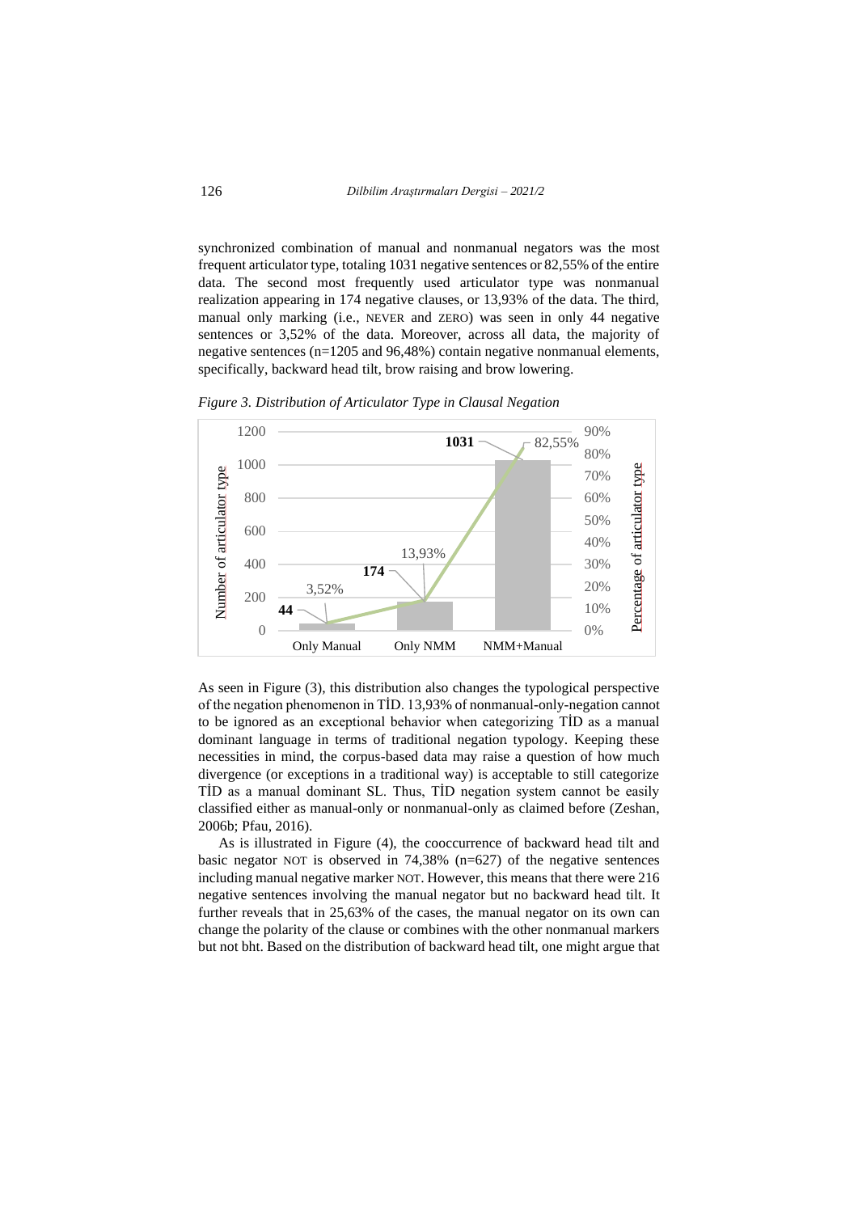synchronized combination of manual and nonmanual negators was the most frequent articulator type, totaling 1031 negative sentences or 82,55% of the entire data. The second most frequently used articulator type was nonmanual realization appearing in 174 negative clauses, or 13,93% of the data. The third, manual only marking (i.e., NEVER and ZERO) was seen in only 44 negative sentences or 3,52% of the data. Moreover, across all data, the majority of negative sentences (n=1205 and 96,48%) contain negative nonmanual elements, specifically, backward head tilt, brow raising and brow lowering.

*Figure 3. Distribution of Articulator Type in Clausal Negation*

| Articulator type | Number of articulator type | Percentage of articulator type |
|---|---|---|
| Only Manual | 44 | 3,52% |
| Only NMM | 174 | 13,93% |
| NMM+Manual | 1031 | 82,55% |

As seen in Figure (3), this distribution also changes the typological perspective of the negation phenomenon in TİD. 13,93% of nonmanual-only-negation cannot to be ignored as an exceptional behavior when categorizing TİD as a manual dominant language in terms of traditional negation typology. Keeping these necessities in mind, the corpus-based data may raise a question of how much divergence (or exceptions in a traditional way) is acceptable to still categorize TİD as a manual dominant SL. Thus, TİD negation system cannot be easily classified either as manual-only or nonmanual-only as claimed before (Zeshan, 2006b; Pfau, 2016).

As is illustrated in Figure (4), the cooccurrence of backward head tilt and basic negator NOT is observed in 74,38% (n=627) of the negative sentences including manual negative marker NOT. However, this means that there were 216 negative sentences involving the manual negator but no backward head tilt. It further reveals that in 25,63% of the cases, the manual negator on its own can change the polarity of the clause or combines with the other nonmanual markers but not bht. Based on the distribution of backward head tilt, one might argue that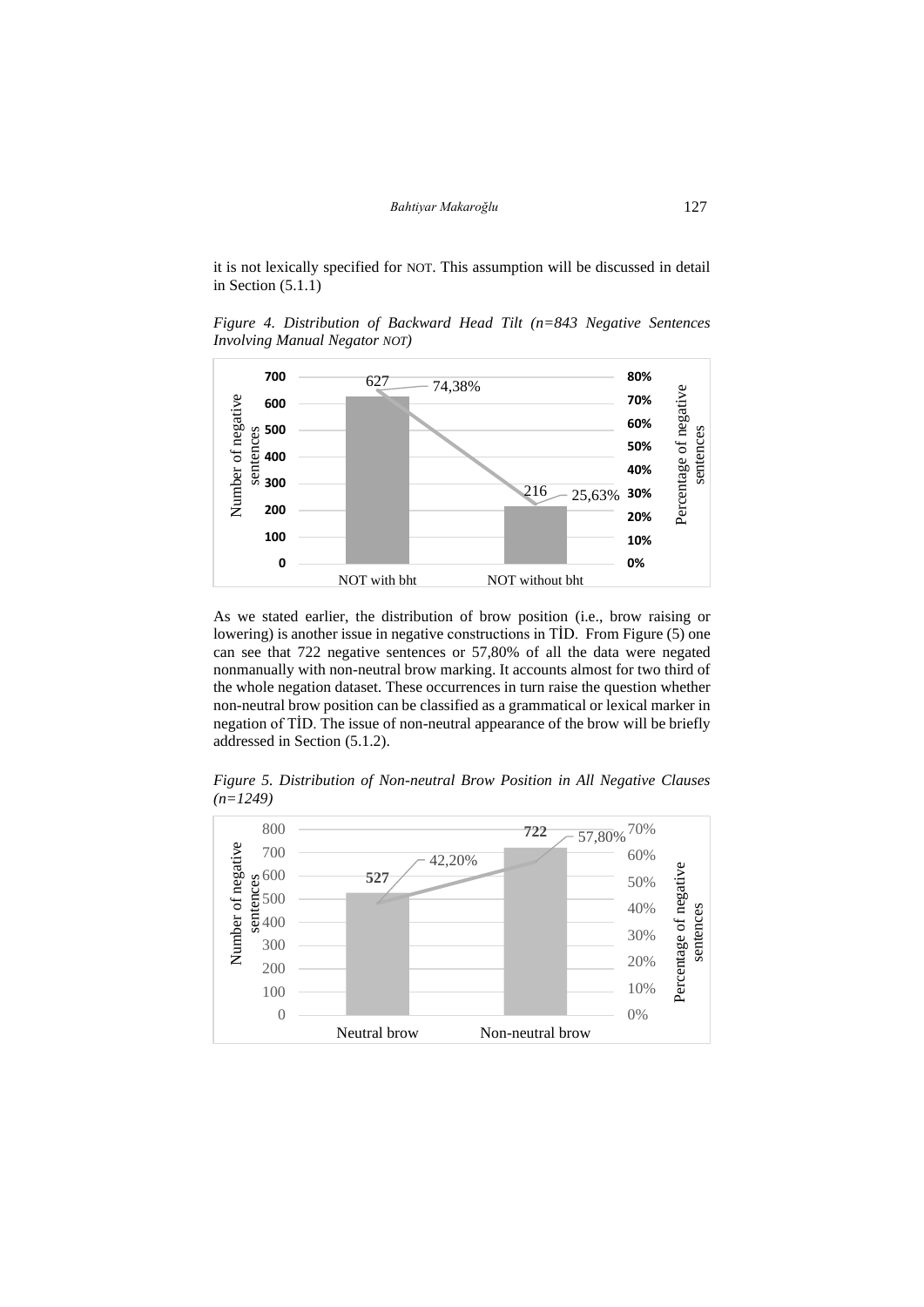it is not lexically specified for NOT. This assumption will be discussed in detail in Section (5.1.1)

*Figure 4. Distribution of Backward Head Tilt (n=843 Negative Sentences Involving Manual Negator NOT)*

As we stated earlier, the distribution of brow position (i.e., brow raising or lowering) is another issue in negative constructions in TİD. From Figure (5) one can see that 722 negative sentences or 57,80% of all the data were negated nonmanually with non-neutral brow marking. It accounts almost for two third of the whole negation dataset. These occurrences in turn raise the question whether non-neutral brow position can be classified as a grammatical or lexical marker in negation of TİD. The issue of non-neutral appearance of the brow will be briefly addressed in Section (5.1.2).

*Figure 5. Distribution of Non-neutral Brow Position in All Negative Clauses (n=1249)*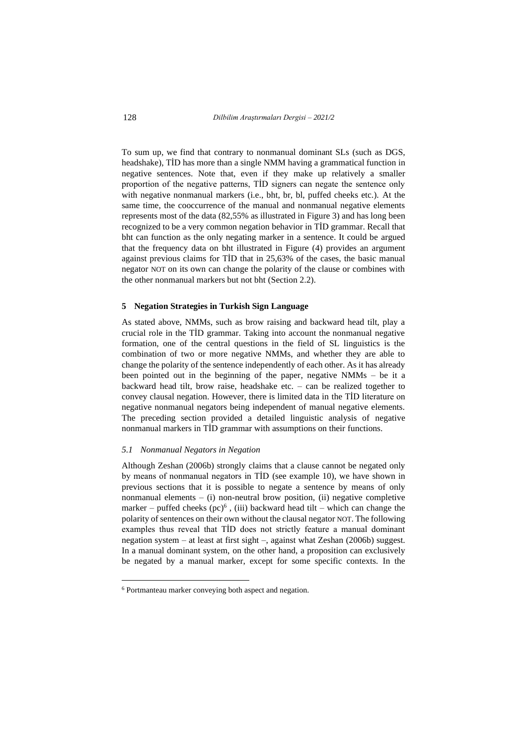To sum up, we find that contrary to nonmanual dominant SLs (such as DGS, headshake), TİD has more than a single NMM having a grammatical function in negative sentences. Note that, even if they make up relatively a smaller proportion of the negative patterns, TİD signers can negate the sentence only with negative nonmanual markers (i.e., bht, br, bl, puffed cheeks etc.). At the same time, the cooccurrence of the manual and nonmanual negative elements represents most of the data (82,55% as illustrated in Figure 3) and has long been recognized to be a very common negation behavior in TİD grammar. Recall that bht can function as the only negating marker in a sentence. It could be argued that the frequency data on bht illustrated in Figure (4) provides an argument against previous claims for TİD that in 25,63% of the cases, the basic manual negator NOT on its own can change the polarity of the clause or combines with the other nonmanual markers but not bht (Section 2.2).

## 5 Negation Strategies in Turkish Sign Language

As stated above, NMMs, such as brow raising and backward head tilt, play a crucial role in the TİD grammar. Taking into account the nonmanual negative formation, one of the central questions in the field of SL linguistics is the combination of two or more negative NMMs, and whether they are able to change the polarity of the sentence independently of each other. As it has already been pointed out in the beginning of the paper, negative NMMs – be it a backward head tilt, brow raise, headshake etc. – can be realized together to convey clausal negation. However, there is limited data in the TİD literature on negative nonmanual negators being independent of manual negative elements. The preceding section provided a detailed linguistic analysis of negative nonmanual markers in TİD grammar with assumptions on their functions.

### *5.1 Nonmanual Negators in Negation*

Although Zeshan (2006b) strongly claims that a clause cannot be negated only by means of nonmanual negators in TİD (see example 10), we have shown in previous sections that it is possible to negate a sentence by means of only nonmanual elements – (i) non-neutral brow position, (ii) negative completive marker – puffed cheeks (pc)[6] , (iii) backward head tilt – which can change the polarity of sentences on their own without the clausal negator NOT. The following examples thus reveal that TİD does not strictly feature a manual dominant negation system – at least at first sight –, against what Zeshan (2006b) suggest. In a manual dominant system, on the other hand, a proposition can exclusively be negated by a manual marker, except for some specific contexts. In the

[6] Portmanteau marker conveying both aspect and negation.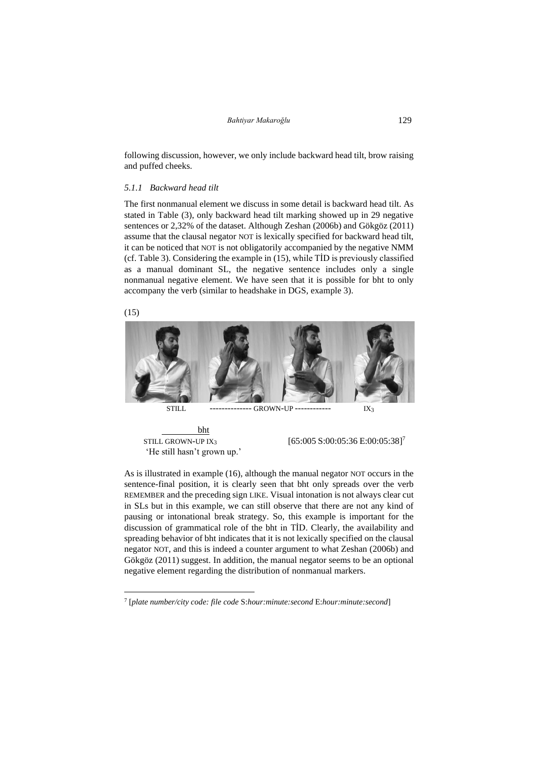following discussion, however, we only include backward head tilt, brow raising and puffed cheeks.

### *5.1.1 Backward head tilt*

The first nonmanual element we discuss in some detail is backward head tilt. As stated in Table (3), only backward head tilt marking showed up in 29 negative sentences or 2,32% of the dataset. Although Zeshan (2006b) and Gökgöz (2011) assume that the clausal negator NOT is lexically specified for backward head tilt, it can be noticed that NOT is not obligatorily accompanied by the negative NMM (cf. Table 3). Considering the example in (15), while TİD is previously classified as a manual dominant SL, the negative sentence includes only a single nonmanual negative element. We have seen that it is possible for bht to only accompany the verb (similar to headshake in DGS, example 3).

(15)

STILL -------------- GROWN-UP ------------ $IX_3$

```
          bht
STILL GROWN-UP IX3                    [65:005 S:00:05:36 E:00:05:38][7]
'He still hasn't grown up.'
```

As is illustrated in example (16), although the manual negator NOT occurs in the sentence-final position, it is clearly seen that bht only spreads over the verb REMEMBER and the preceding sign LIKE. Visual intonation is not always clear cut in SLs but in this example, we can still observe that there are not any kind of pausing or intonational break strategy. So, this example is important for the discussion of grammatical role of the bht in TİD. Clearly, the availability and spreading behavior of bht indicates that it is not lexically specified on the clausal negator NOT, and this is indeed a counter argument to what Zeshan (2006b) and Gökgöz (2011) suggest. In addition, the manual negator seems to be an optional negative element regarding the distribution of nonmanual markers.

---

[7] [*plate number/city code: file code* S:*hour:minute:second* E:*hour:minute:second*]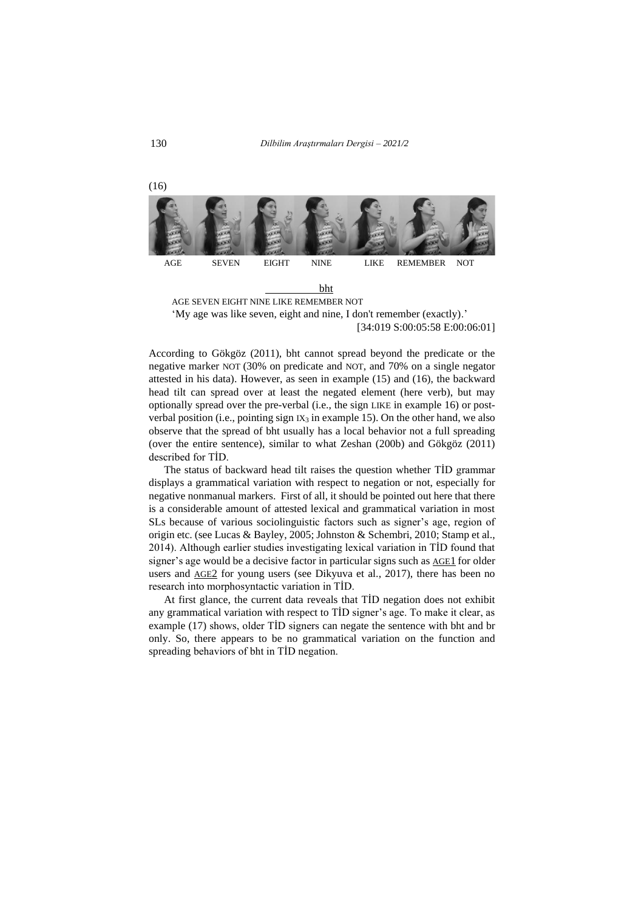(16)

AGE SEVEN EIGHT NINE LIKE REMEMBER NOT

bht

AGE SEVEN EIGHT NINE LIKE REMEMBER NOT

'My age was like seven, eight and nine, I don't remember (exactly).'

[34:019 S:00:05:58 E:00:06:01]

According to Gökgöz (2011), bht cannot spread beyond the predicate or the negative marker NOT (30% on predicate and NOT, and 70% on a single negator attested in his data). However, as seen in example (15) and (16), the backward head tilt can spread over at least the negated element (here verb), but may optionally spread over the pre-verbal (i.e., the sign LIKE in example 16) or post-verbal position (i.e., pointing sign $\text{IX}_3$ in example 15). On the other hand, we also observe that the spread of bht usually has a local behavior not a full spreading (over the entire sentence), similar to what Zeshan (200b) and Gökgöz (2011) described for TİD.

The status of backward head tilt raises the question whether TİD grammar displays a grammatical variation with respect to negation or not, especially for negative nonmanual markers. First of all, it should be pointed out here that there is a considerable amount of attested lexical and grammatical variation in most SLs because of various sociolinguistic factors such as signer's age, region of origin etc. (see Lucas & Bayley, 2005; Johnston & Schembri, 2010; Stamp et al., 2014). Although earlier studies investigating lexical variation in TİD found that signer's age would be a decisive factor in particular signs such as AGE1 for older users and AGE2 for young users (see Dikyuva et al., 2017), there has been no research into morphosyntactic variation in TİD.

At first glance, the current data reveals that TİD negation does not exhibit any grammatical variation with respect to TİD signer's age. To make it clear, as example (17) shows, older TİD signers can negate the sentence with bht and br only. So, there appears to be no grammatical variation on the function and spreading behaviors of bht in TİD negation.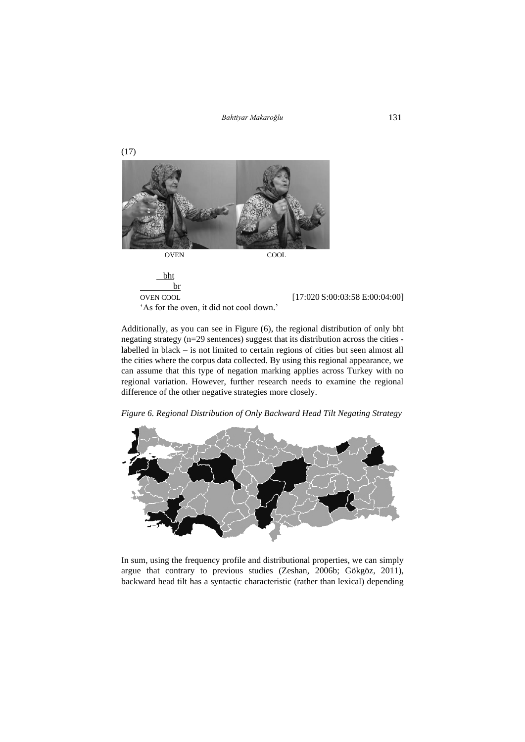(17)

OVEN COOL

bht
br
OVEN COOL [17:020 S:00:03:58 E:00:04:00]

'As for the oven, it did not cool down.'

Additionally, as you can see in Figure (6), the regional distribution of only bht negating strategy (n=29 sentences) suggest that its distribution across the cities - labelled in black – is not limited to certain regions of cities but seen almost all the cities where the corpus data collected. By using this regional appearance, we can assume that this type of negation marking applies across Turkey with no regional variation. However, further research needs to examine the regional difference of the other negative strategies more closely.

*Figure 6. Regional Distribution of Only Backward Head Tilt Negating Strategy*

In sum, using the frequency profile and distributional properties, we can simply argue that contrary to previous studies (Zeshan, 2006b; Gökgöz, 2011), backward head tilt has a syntactic characteristic (rather than lexical) depending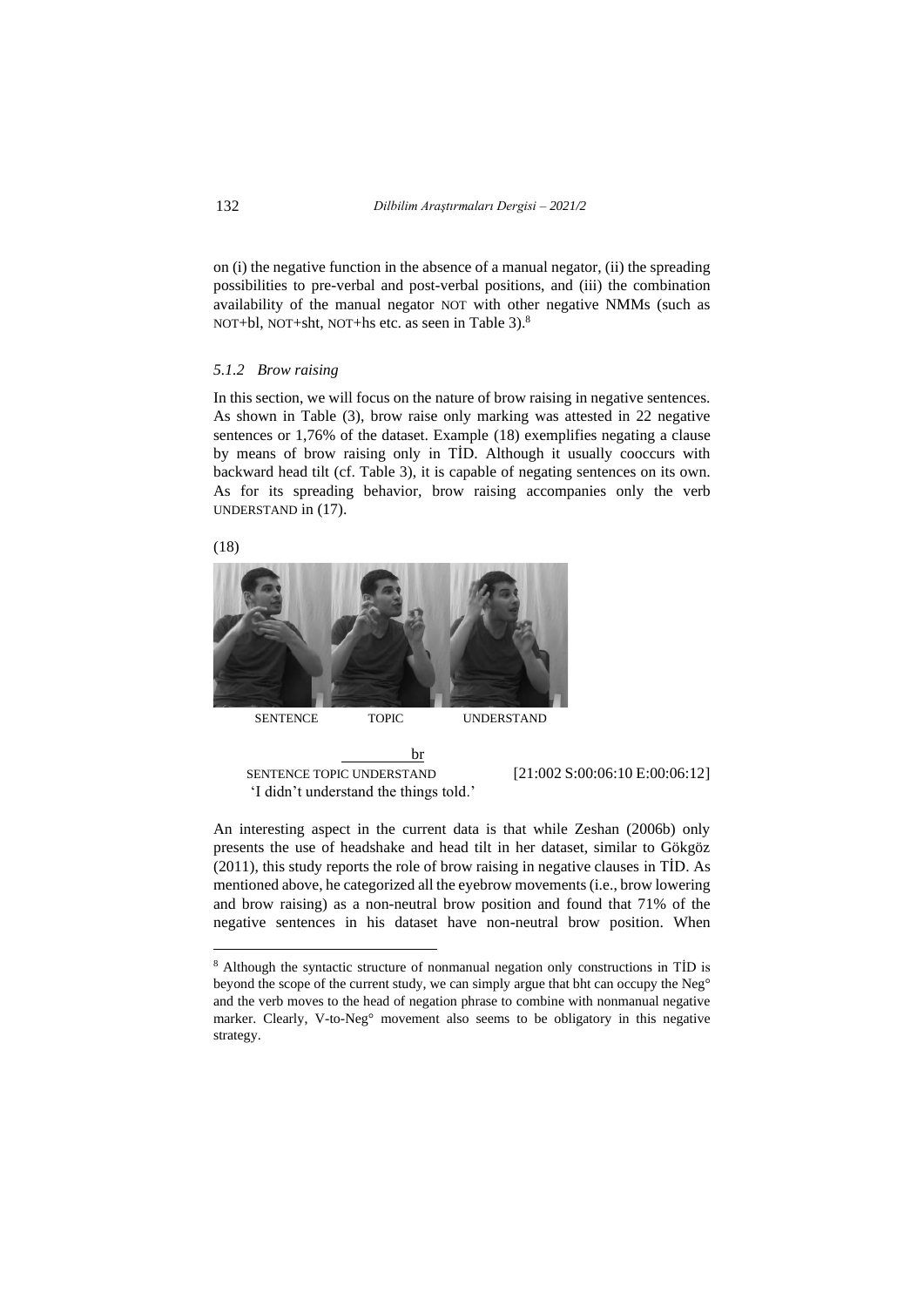on (i) the negative function in the absence of a manual negator, (ii) the spreading possibilities to pre-verbal and post-verbal positions, and (iii) the combination availability of the manual negator NOT with other negative NMMs (such as NOT+bl, NOT+sht, NOT+hs etc. as seen in Table 3).[8]

### *5.1.2 Brow raising*

In this section, we will focus on the nature of brow raising in negative sentences. As shown in Table (3), brow raise only marking was attested in 22 negative sentences or 1,76% of the dataset. Example (18) exemplifies negating a clause by means of brow raising only in TİD. Although it usually cooccurs with backward head tilt (cf. Table 3), it is capable of negating sentences on its own. As for its spreading behavior, brow raising accompanies only the verb UNDERSTAND in (17).

(18)

SENTENCE TOPIC UNDERSTAND

```
                    br
SENTENCE TOPIC UNDERSTAND          [21:002 S:00:06:10 E:00:06:12]
'I didn't understand the things told.'
```

An interesting aspect in the current data is that while Zeshan (2006b) only presents the use of headshake and head tilt in her dataset, similar to Gökgöz (2011), this study reports the role of brow raising in negative clauses in TİD. As mentioned above, he categorized all the eyebrow movements (i.e., brow lowering and brow raising) as a non-neutral brow position and found that 71% of the negative sentences in his dataset have non-neutral brow position. When

---

[8] Although the syntactic structure of nonmanual negation only constructions in TİD is beyond the scope of the current study, we can simply argue that bht can occupy the Neg° and the verb moves to the head of negation phrase to combine with nonmanual negative marker. Clearly, V-to-Neg° movement also seems to be obligatory in this negative strategy.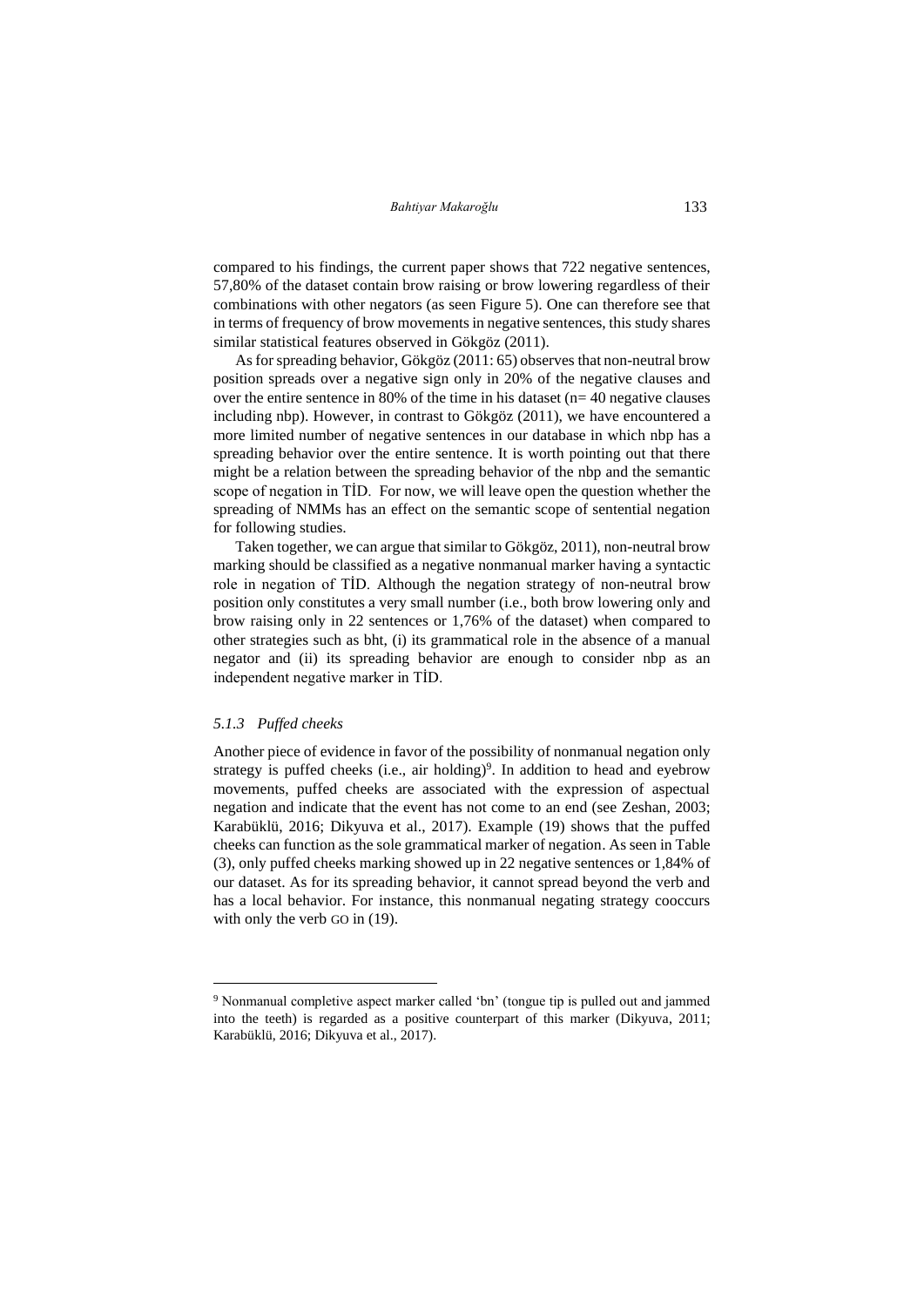compared to his findings, the current paper shows that 722 negative sentences, 57,80% of the dataset contain brow raising or brow lowering regardless of their combinations with other negators (as seen Figure 5). One can therefore see that in terms of frequency of brow movements in negative sentences, this study shares similar statistical features observed in Gökgöz (2011).

As for spreading behavior, Gökgöz (2011: 65) observes that non-neutral brow position spreads over a negative sign only in 20% of the negative clauses and over the entire sentence in 80% of the time in his dataset (n= 40 negative clauses including nbp). However, in contrast to Gökgöz (2011), we have encountered a more limited number of negative sentences in our database in which nbp has a spreading behavior over the entire sentence. It is worth pointing out that there might be a relation between the spreading behavior of the nbp and the semantic scope of negation in TİD. For now, we will leave open the question whether the spreading of NMMs has an effect on the semantic scope of sentential negation for following studies.

Taken together, we can argue that similar to Gökgöz, 2011), non-neutral brow marking should be classified as a negative nonmanual marker having a syntactic role in negation of TİD. Although the negation strategy of non-neutral brow position only constitutes a very small number (i.e., both brow lowering only and brow raising only in 22 sentences or 1,76% of the dataset) when compared to other strategies such as bht, (i) its grammatical role in the absence of a manual negator and (ii) its spreading behavior are enough to consider nbp as an independent negative marker in TİD.

### *5.1.3 Puffed cheeks*

Another piece of evidence in favor of the possibility of nonmanual negation only strategy is puffed cheeks (i.e., air holding)[9]. In addition to head and eyebrow movements, puffed cheeks are associated with the expression of aspectual negation and indicate that the event has not come to an end (see Zeshan, 2003; Karabüklü, 2016; Dikyuva et al., 2017). Example (19) shows that the puffed cheeks can function as the sole grammatical marker of negation. As seen in Table (3), only puffed cheeks marking showed up in 22 negative sentences or 1,84% of our dataset. As for its spreading behavior, it cannot spread beyond the verb and has a local behavior. For instance, this nonmanual negating strategy cooccurs with only the verb GO in (19).

---

[9] Nonmanual completive aspect marker called 'bn' (tongue tip is pulled out and jammed into the teeth) is regarded as a positive counterpart of this marker (Dikyuva, 2011; Karabüklü, 2016; Dikyuva et al., 2017).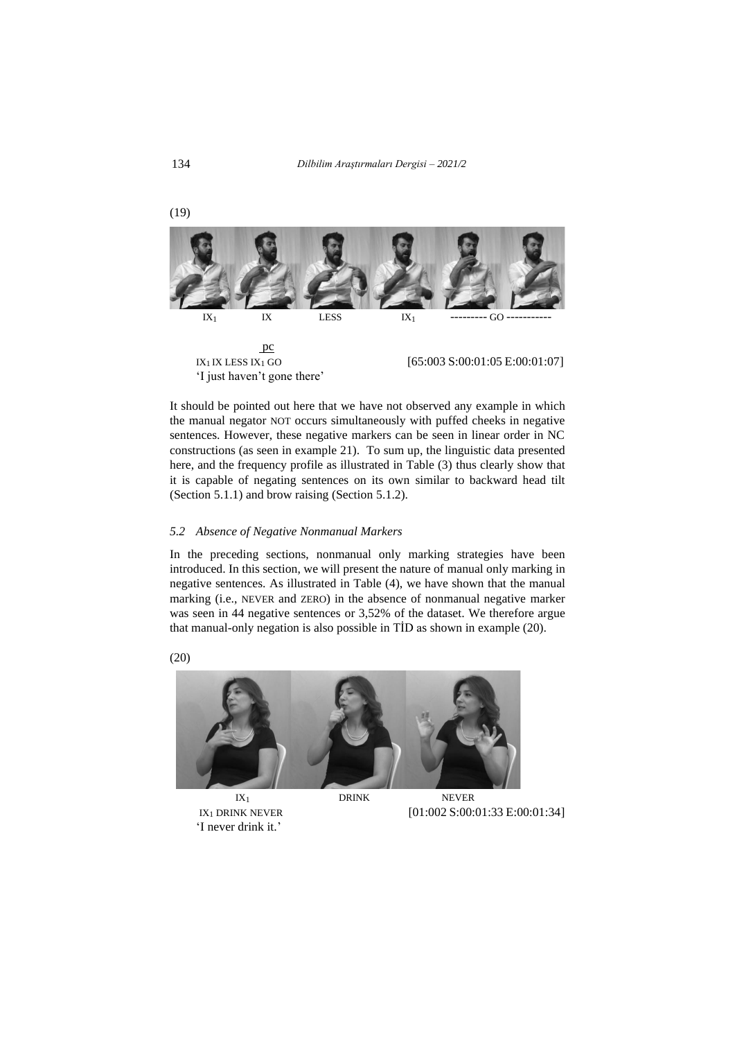(19)

IX$_1$ IX LESS IX$_1$ --------- GO -----------

pc
IX$_1$ IX LESS IX$_1$ GO [65:003 S:00:01:05 E:00:01:07]
'I just haven't gone there'

It should be pointed out here that we have not observed any example in which the manual negator NOT occurs simultaneously with puffed cheeks in negative sentences. However, these negative markers can be seen in linear order in NC constructions (as seen in example 21). To sum up, the linguistic data presented here, and the frequency profile as illustrated in Table (3) thus clearly show that it is capable of negating sentences on its own similar to backward head tilt (Section 5.1.1) and brow raising (Section 5.1.2).

### *5.2 Absence of Negative Nonmanual Markers*

In the preceding sections, nonmanual only marking strategies have been introduced. In this section, we will present the nature of manual only marking in negative sentences. As illustrated in Table (4), we have shown that the manual marking (i.e., NEVER and ZERO) in the absence of nonmanual negative marker was seen in 44 negative sentences or 3,52% of the dataset. We therefore argue that manual-only negation is also possible in TİD as shown in example (20).

(20)

IX$_1$ DRINK NEVER

IX$_1$ DRINK NEVER [01:002 S:00:01:33 E:00:01:34]
'I never drink it.'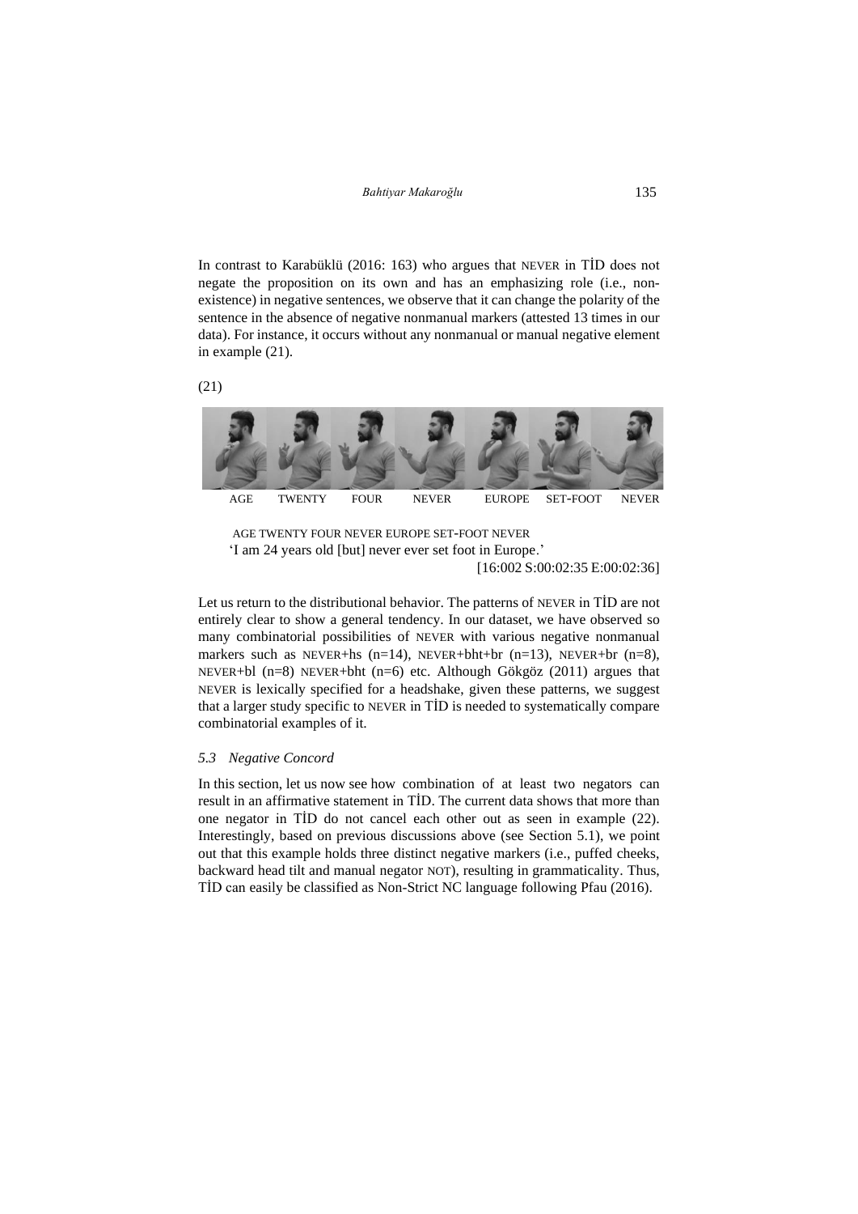In contrast to Karabüklü (2016: 163) who argues that NEVER in TİD does not negate the proposition on its own and has an emphasizing role (i.e., non-existence) in negative sentences, we observe that it can change the polarity of the sentence in the absence of negative nonmanual markers (attested 13 times in our data). For instance, it occurs without any nonmanual or manual negative element in example (21).

(21)

AGE TWENTY FOUR NEVER EUROPE SET-FOOT NEVER

AGE TWENTY FOUR NEVER EUROPE SET-FOOT NEVER
'I am 24 years old [but] never ever set foot in Europe.'
[16:002 S:00:02:35 E:00:02:36]

Let us return to the distributional behavior. The patterns of NEVER in TİD are not entirely clear to show a general tendency. In our dataset, we have observed so many combinatorial possibilities of NEVER with various negative nonmanual markers such as NEVER+hs (n=14), NEVER+bht+br (n=13), NEVER+br (n=8), NEVER+bl (n=8) NEVER+bht (n=6) etc. Although Gökgöz (2011) argues that NEVER is lexically specified for a headshake, given these patterns, we suggest that a larger study specific to NEVER in TİD is needed to systematically compare combinatorial examples of it.

### *5.3 Negative Concord*

In this section, let us now see how combination of at least two negators can result in an affirmative statement in TİD. The current data shows that more than one negator in TİD do not cancel each other out as seen in example (22). Interestingly, based on previous discussions above (see Section 5.1), we point out that this example holds three distinct negative markers (i.e., puffed cheeks, backward head tilt and manual negator NOT), resulting in grammaticality. Thus, TİD can easily be classified as Non-Strict NC language following Pfau (2016).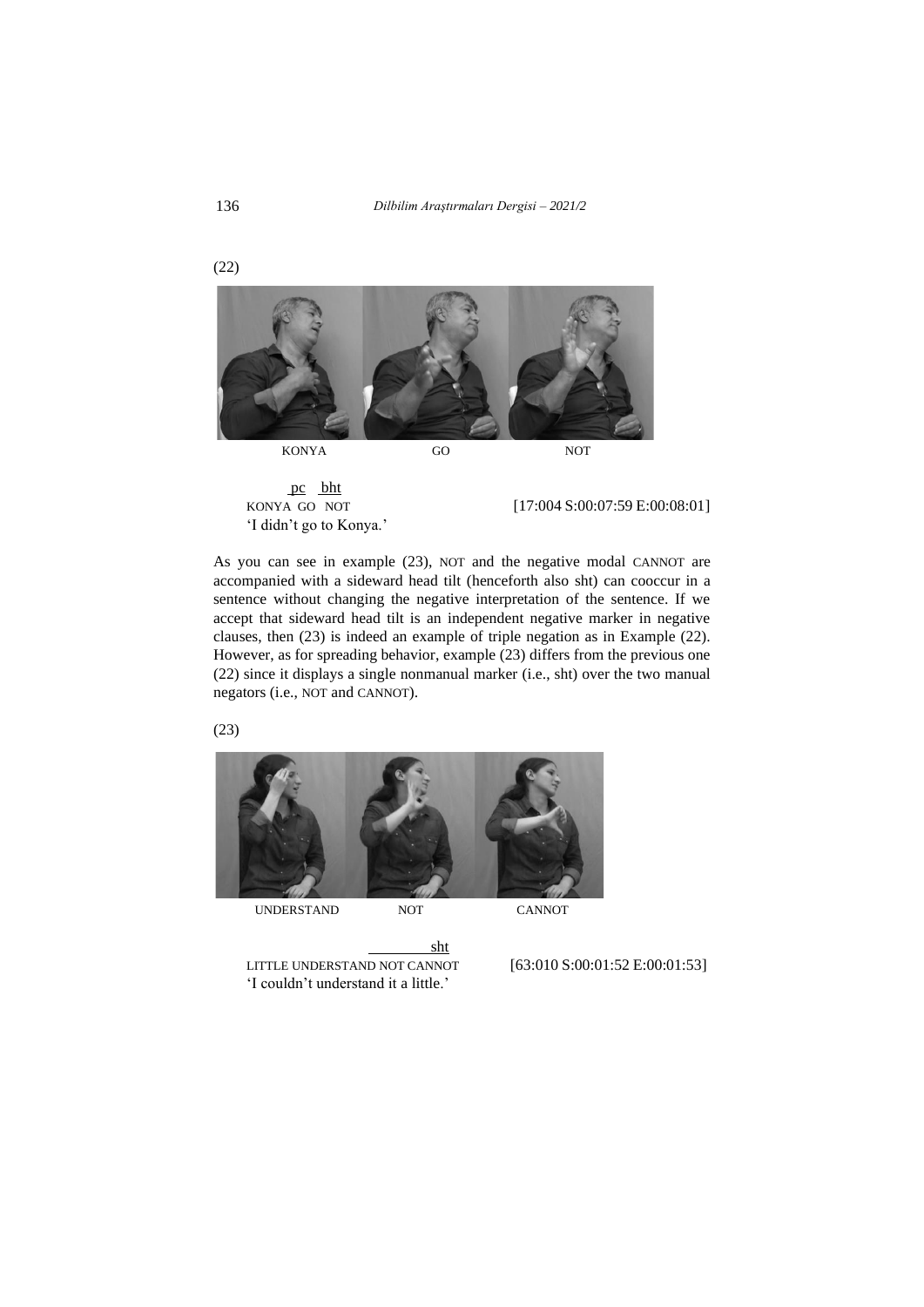(22)

KONYA GO NOT

```
 pc  bht
KONYA GO NOT                    [17:004 S:00:07:59 E:00:08:01]
'I didn't go to Konya.'
```

As you can see in example (23), NOT and the negative modal CANNOT are accompanied with a sideward head tilt (henceforth also sht) can cooccur in a sentence without changing the negative interpretation of the sentence. If we accept that sideward head tilt is an independent negative marker in negative clauses, then (23) is indeed an example of triple negation as in Example (22). However, as for spreading behavior, example (23) differs from the previous one (22) since it displays a single nonmanual marker (i.e., sht) over the two manual negators (i.e., NOT and CANNOT).

(23)

UNDERSTAND NOT CANNOT

```
                                ________sht
LITTLE UNDERSTAND NOT CANNOT          [63:010 S:00:01:52 E:00:01:53]
'I couldn't understand it a little.'
```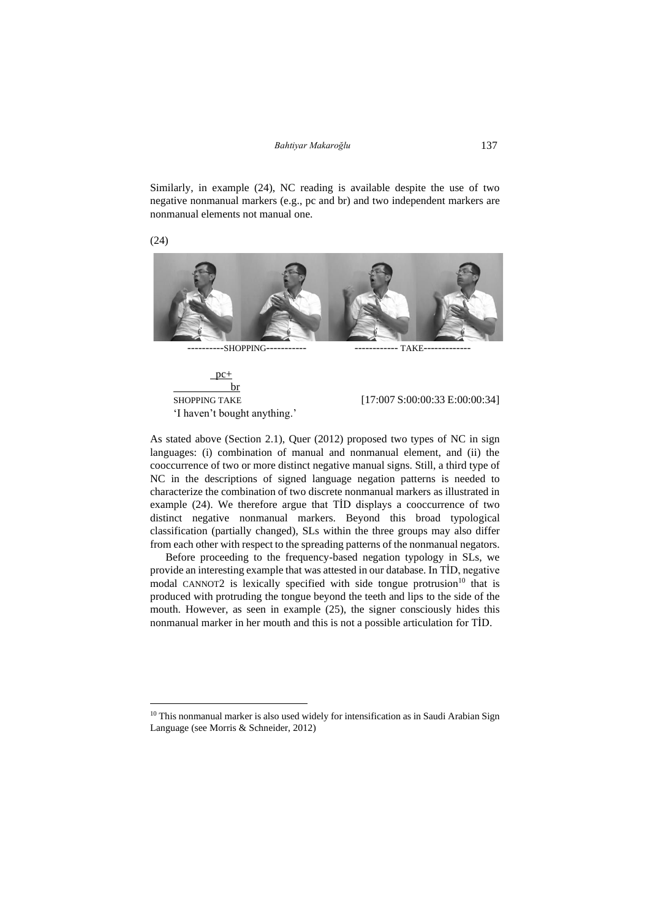Similarly, in example (24), NC reading is available despite the use of two negative nonmanual markers (e.g., pc and br) and two independent markers are nonmanual elements not manual one.

(24)

----------SHOPPING----------- ------------ TAKE-------------

```
   pc+
          br
SHOPPING TAKE
```

'I haven't bought anything.' [17:007 S:00:00:33 E:00:00:34]

As stated above (Section 2.1), Quer (2012) proposed two types of NC in sign languages: (i) combination of manual and nonmanual element, and (ii) the cooccurrence of two or more distinct negative manual signs. Still, a third type of NC in the descriptions of signed language negation patterns is needed to characterize the combination of two discrete nonmanual markers as illustrated in example (24). We therefore argue that TİD displays a cooccurrence of two distinct negative nonmanual markers. Beyond this broad typological classification (partially changed), SLs within the three groups may also differ from each other with respect to the spreading patterns of the nonmanual negators.

Before proceeding to the frequency-based negation typology in SLs, we provide an interesting example that was attested in our database. In TİD, negative modal CANNOT2 is lexically specified with side tongue protrusion[10] that is produced with protruding the tongue beyond the teeth and lips to the side of the mouth. However, as seen in example (25), the signer consciously hides this nonmanual marker in her mouth and this is not a possible articulation for TİD.

[10] This nonmanual marker is also used widely for intensification as in Saudi Arabian Sign Language (see Morris & Schneider, 2012)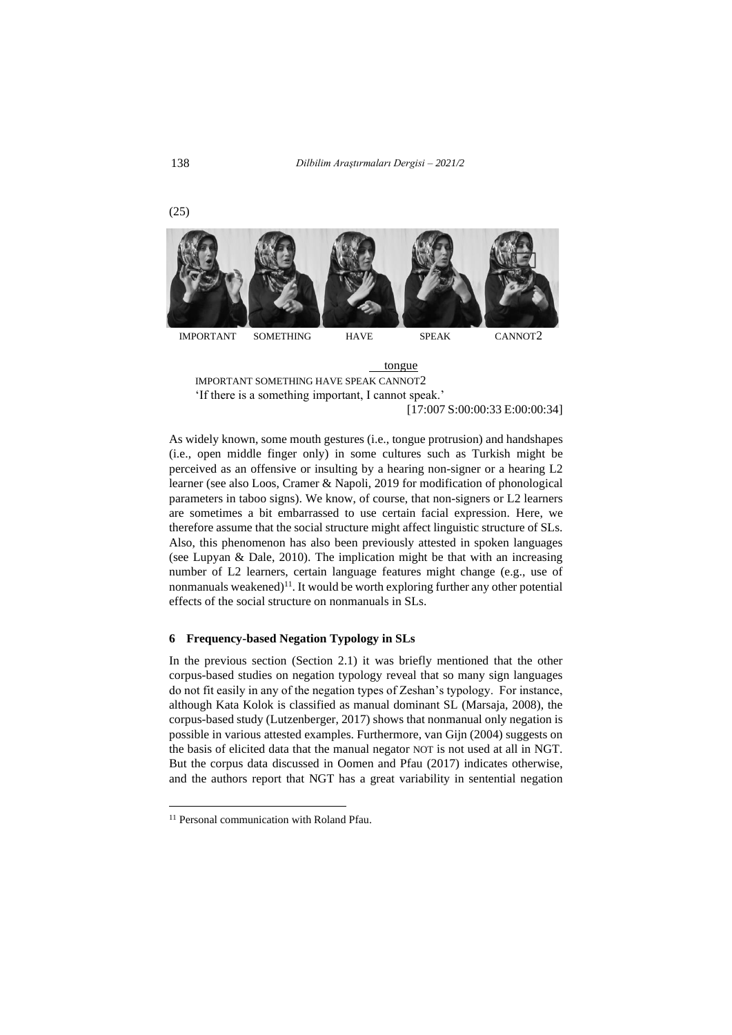(25)

IMPORTANT SOMETHING HAVE SPEAK CANNOT2

tongue
IMPORTANT SOMETHING HAVE SPEAK CANNOT2
'If there is a something important, I cannot speak.'
[17:007 S:00:00:33 E:00:00:34]

As widely known, some mouth gestures (i.e., tongue protrusion) and handshapes (i.e., open middle finger only) in some cultures such as Turkish might be perceived as an offensive or insulting by a hearing non-signer or a hearing L2 learner (see also Loos, Cramer & Napoli, 2019 for modification of phonological parameters in taboo signs). We know, of course, that non-signers or L2 learners are sometimes a bit embarrassed to use certain facial expression. Here, we therefore assume that the social structure might affect linguistic structure of SLs. Also, this phenomenon has also been previously attested in spoken languages (see Lupyan & Dale, 2010). The implication might be that with an increasing number of L2 learners, certain language features might change (e.g., use of nonmanuals weakened)[11]. It would be worth exploring further any other potential effects of the social structure on nonmanuals in SLs.

## 6 Frequency-based Negation Typology in SLs

In the previous section (Section 2.1) it was briefly mentioned that the other corpus-based studies on negation typology reveal that so many sign languages do not fit easily in any of the negation types of Zeshan's typology. For instance, although Kata Kolok is classified as manual dominant SL (Marsaja, 2008), the corpus-based study (Lutzenberger, 2017) shows that nonmanual only negation is possible in various attested examples. Furthermore, van Gijn (2004) suggests on the basis of elicited data that the manual negator NOT is not used at all in NGT. But the corpus data discussed in Oomen and Pfau (2017) indicates otherwise, and the authors report that NGT has a great variability in sentential negation

[11] Personal communication with Roland Pfau.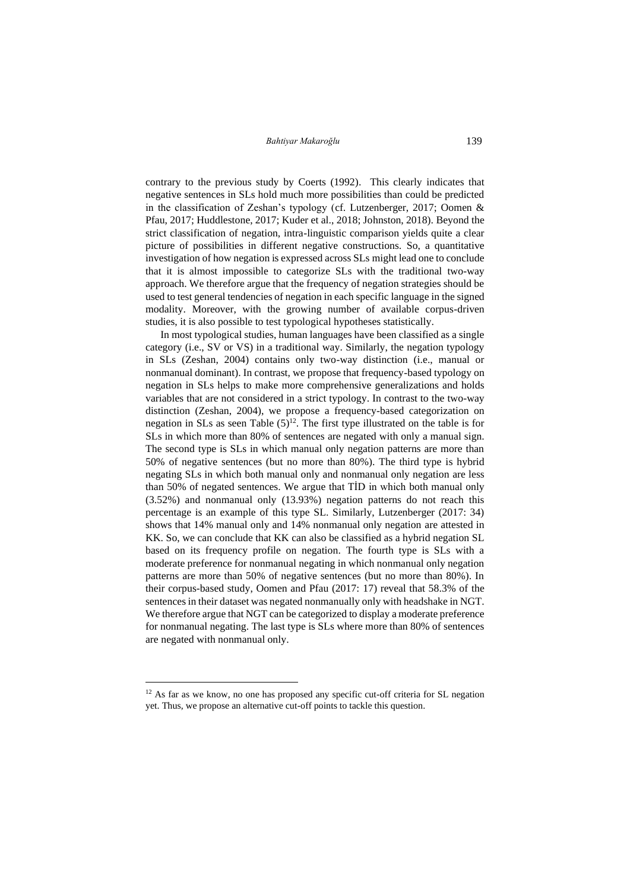contrary to the previous study by Coerts (1992). This clearly indicates that negative sentences in SLs hold much more possibilities than could be predicted in the classification of Zeshan's typology (cf. Lutzenberger, 2017; Oomen & Pfau, 2017; Huddlestone, 2017; Kuder et al., 2018; Johnston, 2018). Beyond the strict classification of negation, intra-linguistic comparison yields quite a clear picture of possibilities in different negative constructions. So, a quantitative investigation of how negation is expressed across SLs might lead one to conclude that it is almost impossible to categorize SLs with the traditional two-way approach. We therefore argue that the frequency of negation strategies should be used to test general tendencies of negation in each specific language in the signed modality. Moreover, with the growing number of available corpus-driven studies, it is also possible to test typological hypotheses statistically.

In most typological studies, human languages have been classified as a single category (i.e., SV or VS) in a traditional way. Similarly, the negation typology in SLs (Zeshan, 2004) contains only two-way distinction (i.e., manual or nonmanual dominant). In contrast, we propose that frequency-based typology on negation in SLs helps to make more comprehensive generalizations and holds variables that are not considered in a strict typology. In contrast to the two-way distinction (Zeshan, 2004), we propose a frequency-based categorization on negation in SLs as seen Table (5)[12]. The first type illustrated on the table is for SLs in which more than 80% of sentences are negated with only a manual sign. The second type is SLs in which manual only negation patterns are more than 50% of negative sentences (but no more than 80%). The third type is hybrid negating SLs in which both manual only and nonmanual only negation are less than 50% of negated sentences. We argue that TİD in which both manual only (3.52%) and nonmanual only (13.93%) negation patterns do not reach this percentage is an example of this type SL. Similarly, Lutzenberger (2017: 34) shows that 14% manual only and 14% nonmanual only negation are attested in KK. So, we can conclude that KK can also be classified as a hybrid negation SL based on its frequency profile on negation. The fourth type is SLs with a moderate preference for nonmanual negating in which nonmanual only negation patterns are more than 50% of negative sentences (but no more than 80%). In their corpus-based study, Oomen and Pfau (2017: 17) reveal that 58.3% of the sentences in their dataset was negated nonmanually only with headshake in NGT. We therefore argue that NGT can be categorized to display a moderate preference for nonmanual negating. The last type is SLs where more than 80% of sentences are negated with nonmanual only.

[12] As far as we know, no one has proposed any specific cut-off criteria for SL negation yet. Thus, we propose an alternative cut-off points to tackle this question.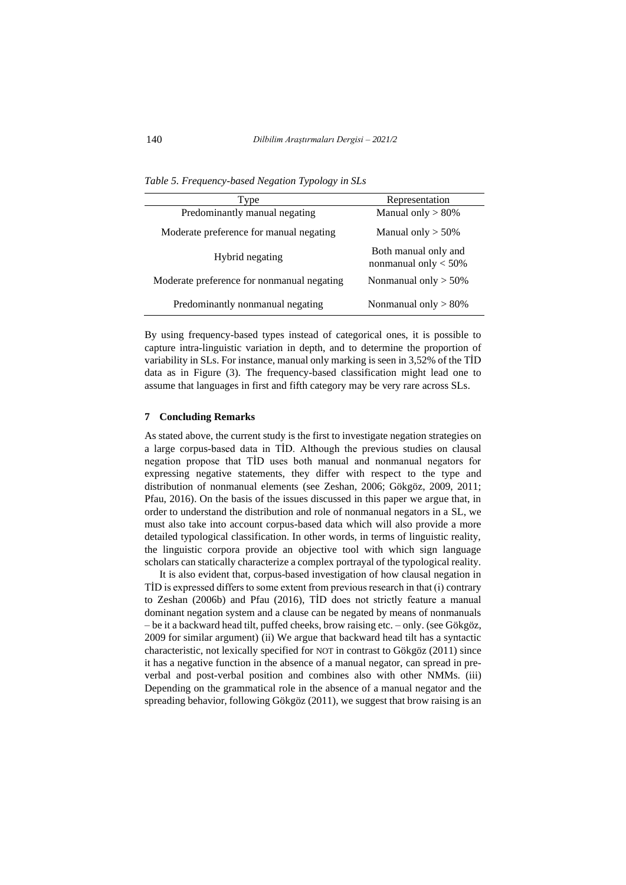*Table 5. Frequency-based Negation Typology in SLs*

| Type | Representation |
|---|---|
| Predominantly manual negating | Manual only > 80% |
| Moderate preference for manual negating | Manual only > 50% |
| Hybrid negating | Both manual only and nonmanual only < 50% |
| Moderate preference for nonmanual negating | Nonmanual only > 50% |
| Predominantly nonmanual negating | Nonmanual only > 80% |

By using frequency-based types instead of categorical ones, it is possible to capture intra-linguistic variation in depth, and to determine the proportion of variability in SLs. For instance, manual only marking is seen in 3,52% of the TİD data as in Figure (3). The frequency-based classification might lead one to assume that languages in first and fifth category may be very rare across SLs.

## 7 Concluding Remarks

As stated above, the current study is the first to investigate negation strategies on a large corpus-based data in TİD. Although the previous studies on clausal negation propose that TİD uses both manual and nonmanual negators for expressing negative statements, they differ with respect to the type and distribution of nonmanual elements (see Zeshan, 2006; Gökgöz, 2009, 2011; Pfau, 2016). On the basis of the issues discussed in this paper we argue that, in order to understand the distribution and role of nonmanual negators in a SL, we must also take into account corpus-based data which will also provide a more detailed typological classification. In other words, in terms of linguistic reality, the linguistic corpora provide an objective tool with which sign language scholars can statically characterize a complex portrayal of the typological reality.

It is also evident that, corpus-based investigation of how clausal negation in TİD is expressed differs to some extent from previous research in that (i) contrary to Zeshan (2006b) and Pfau (2016), TİD does not strictly feature a manual dominant negation system and a clause can be negated by means of nonmanuals – be it a backward head tilt, puffed cheeks, brow raising etc. – only. (see Gökgöz, 2009 for similar argument) (ii) We argue that backward head tilt has a syntactic characteristic, not lexically specified for NOT in contrast to Gökgöz (2011) since it has a negative function in the absence of a manual negator, can spread in pre-verbal and post-verbal position and combines also with other NMMs. (iii) Depending on the grammatical role in the absence of a manual negator and the spreading behavior, following Gökgöz (2011), we suggest that brow raising is an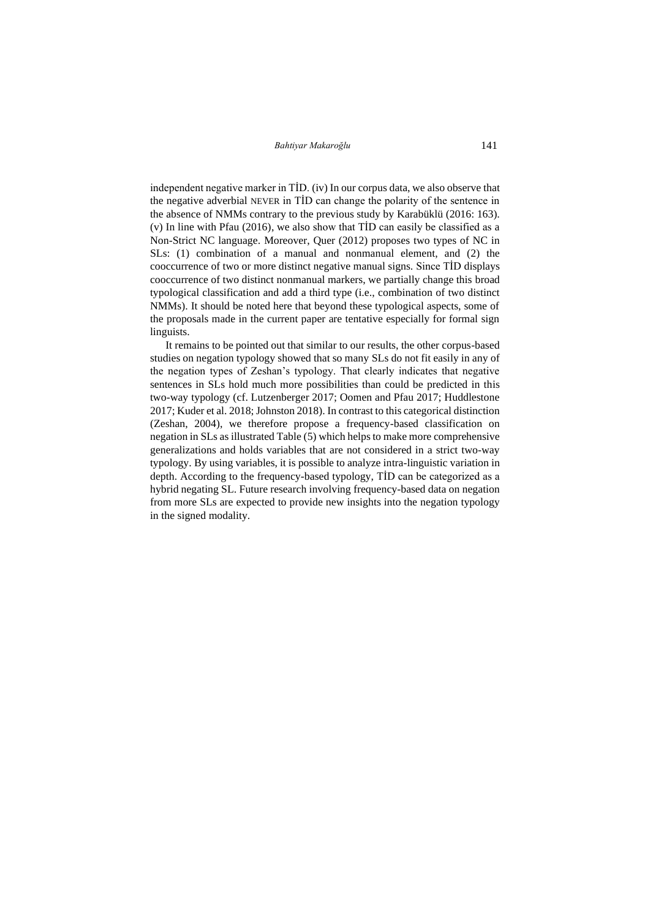independent negative marker in TİD. (iv) In our corpus data, we also observe that the negative adverbial NEVER in TİD can change the polarity of the sentence in the absence of NMMs contrary to the previous study by Karabüklü (2016: 163). (v) In line with Pfau (2016), we also show that TİD can easily be classified as a Non-Strict NC language. Moreover, Quer (2012) proposes two types of NC in SLs: (1) combination of a manual and nonmanual element, and (2) the cooccurrence of two or more distinct negative manual signs. Since TİD displays cooccurrence of two distinct nonmanual markers, we partially change this broad typological classification and add a third type (i.e., combination of two distinct NMMs). It should be noted here that beyond these typological aspects, some of the proposals made in the current paper are tentative especially for formal sign linguists.

It remains to be pointed out that similar to our results, the other corpus-based studies on negation typology showed that so many SLs do not fit easily in any of the negation types of Zeshan's typology. That clearly indicates that negative sentences in SLs hold much more possibilities than could be predicted in this two-way typology (cf. Lutzenberger 2017; Oomen and Pfau 2017; Huddlestone 2017; Kuder et al. 2018; Johnston 2018). In contrast to this categorical distinction (Zeshan, 2004), we therefore propose a frequency-based classification on negation in SLs as illustrated Table (5) which helps to make more comprehensive generalizations and holds variables that are not considered in a strict two-way typology. By using variables, it is possible to analyze intra-linguistic variation in depth. According to the frequency-based typology, TİD can be categorized as a hybrid negating SL. Future research involving frequency-based data on negation from more SLs are expected to provide new insights into the negation typology in the signed modality.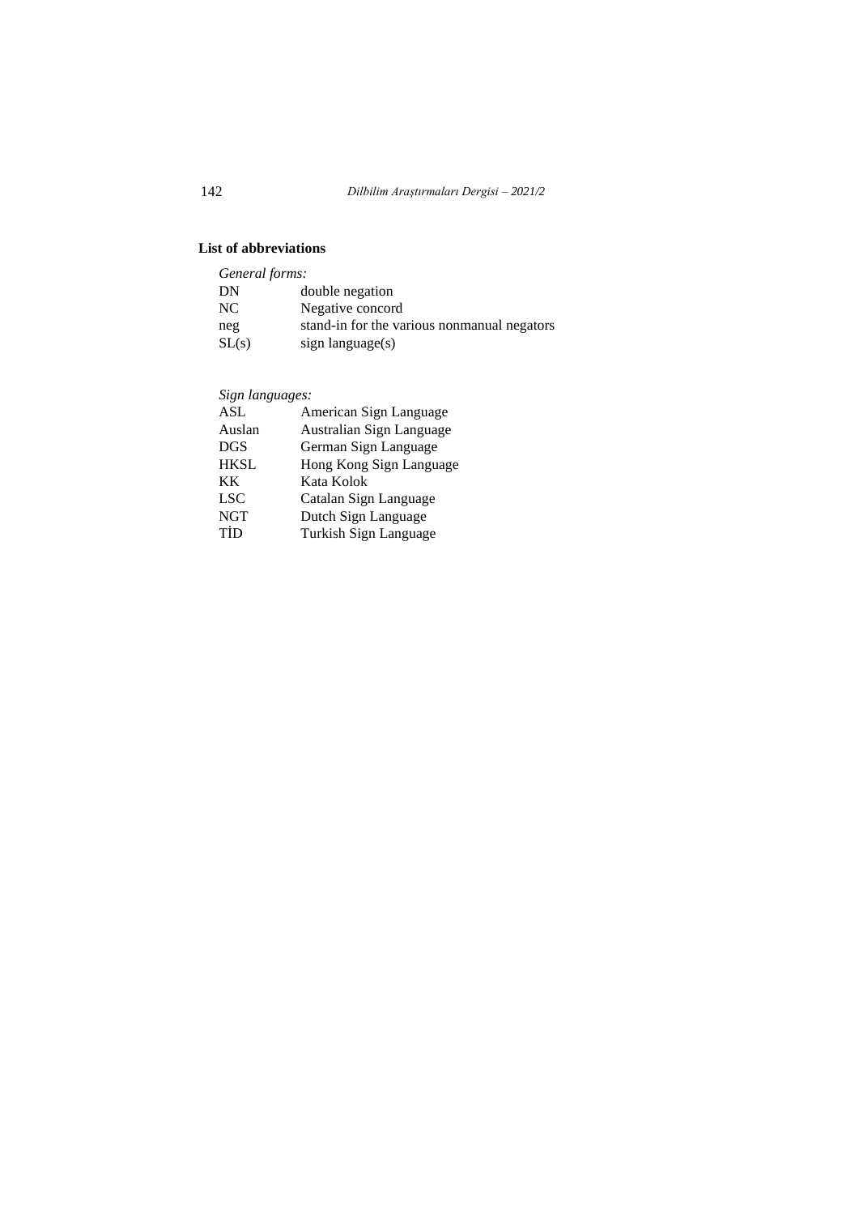**List of abbreviations**

*General forms:*

| | |
|---|---|
| DN | double negation |
| NC | Negative concord |
| neg | stand-in for the various nonmanual negators |
| SL(s) | sign language(s) |

*Sign languages:*

| | |
|---|---|
| ASL | American Sign Language |
| Auslan | Australian Sign Language |
| DGS | German Sign Language |
| HKSL | Hong Kong Sign Language |
| KK | Kata Kolok |
| LSC | Catalan Sign Language |
| NGT | Dutch Sign Language |
| TİD | Turkish Sign Language |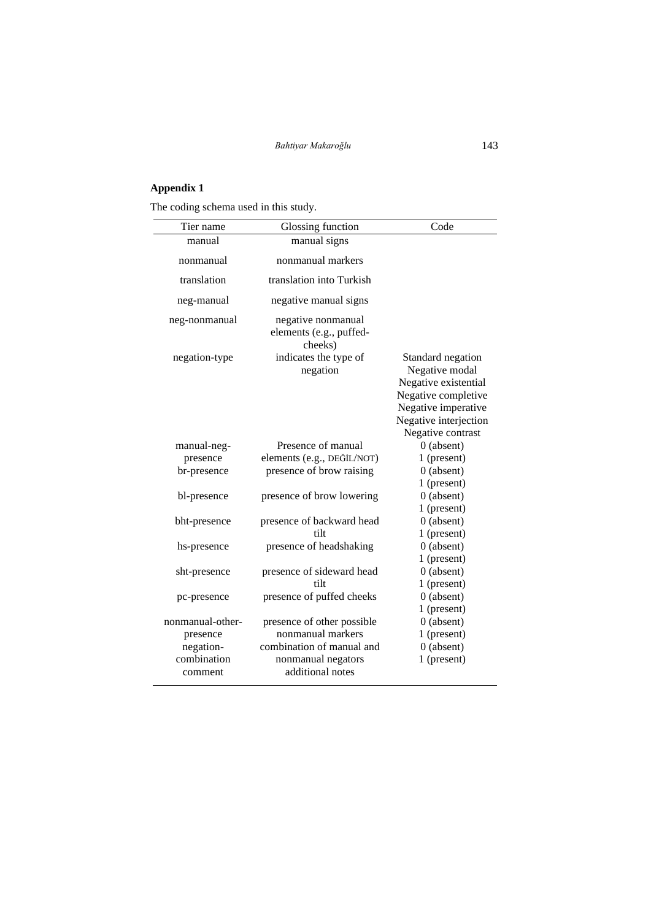## Appendix 1

The coding schema used in this study.

| Tier name | Glossing function | Code |
|---|---|---|
| manual | manual signs | |
| nonmanual | nonmanual markers | |
| translation | translation into Turkish | |
| neg-manual | negative manual signs | |
| neg-nonmanual | negative nonmanual elements (e.g., puffed-cheeks) | |
| negation-type | indicates the type of negation | Standard negation<br>Negative modal<br>Negative existential<br>Negative completive<br>Negative imperative<br>Negative interjection<br>Negative contrast |
| manual-neg-presence | Presence of manual elements (e.g., DEĞİL/NOT) | 0 (absent)<br>1 (present) |
| br-presence | presence of brow raising | 0 (absent)<br>1 (present) |
| bl-presence | presence of brow lowering | 0 (absent)<br>1 (present) |
| bht-presence | presence of backward head tilt | 0 (absent)<br>1 (present) |
| hs-presence | presence of headshaking | 0 (absent)<br>1 (present) |
| sht-presence | presence of sideward head tilt | 0 (absent)<br>1 (present) |
| pc-presence | presence of puffed cheeks | 0 (absent)<br>1 (present) |
| nonmanual-other-presence | presence of other possible nonmanual markers | 0 (absent)<br>1 (present) |
| negation-combination | combination of manual and nonmanual negators | 0 (absent)<br>1 (present) |
| comment | additional notes | |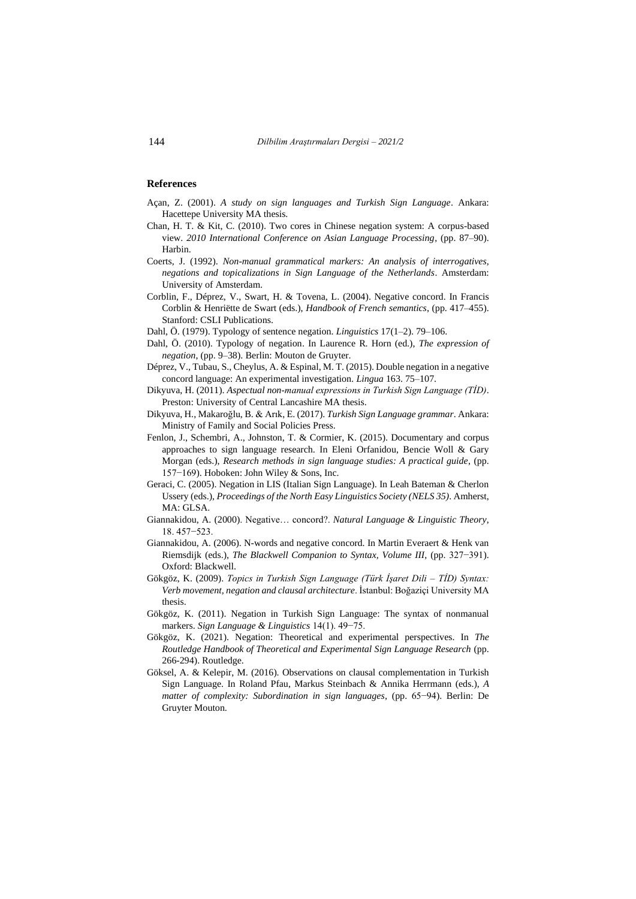## References

Açan, Z. (2001). *A study on sign languages and Turkish Sign Language*. Ankara: Hacettepe University MA thesis.

Chan, H. T. & Kit, C. (2010). Two cores in Chinese negation system: A corpus-based view. *2010 International Conference on Asian Language Processing*, (pp. 87–90). Harbin.

Coerts, J. (1992). *Non-manual grammatical markers: An analysis of interrogatives, negations and topicalizations in Sign Language of the Netherlands*. Amsterdam: University of Amsterdam.

Corblin, F., Déprez, V., Swart, H. & Tovena, L. (2004). Negative concord. In Francis Corblin & Henriëtte de Swart (eds.), *Handbook of French semantics*, (pp. 417–455). Stanford: CSLI Publications.

Dahl, Ö. (1979). Typology of sentence negation. *Linguistics* 17(1–2). 79–106.

Dahl, Ö. (2010). Typology of negation. In Laurence R. Horn (ed.), *The expression of negation,* (pp. 9–38). Berlin: Mouton de Gruyter.

Déprez, V., Tubau, S., Cheylus, A. & Espinal, M. T. (2015). Double negation in a negative concord language: An experimental investigation. *Lingua* 163. 75–107.

Dikyuva, H. (2011). *Aspectual non-manual expressions in Turkish Sign Language (TİD)*. Preston: University of Central Lancashire MA thesis.

Dikyuva, H., Makaroğlu, B. & Arık, E. (2017). *Turkish Sign Language grammar*. Ankara: Ministry of Family and Social Policies Press.

Fenlon, J., Schembri, A., Johnston, T. & Cormier, K. (2015). Documentary and corpus approaches to sign language research. In Eleni Orfanidou, Bencie Woll & Gary Morgan (eds.), *Research methods in sign language studies: A practical guide*, (pp. 157−169). Hoboken: John Wiley & Sons, Inc.

Geraci, C. (2005). Negation in LIS (Italian Sign Language). In Leah Bateman & Cherlon Ussery (eds.), *Proceedings of the North Easy Linguistics Society (NELS 35)*. Amherst, MA: GLSA.

Giannakidou, A. (2000). Negative… concord?. *Natural Language & Linguistic Theory,* 18. 457−523.

Giannakidou, A. (2006). N-words and negative concord. In Martin Everaert & Henk van Riemsdijk (eds.), *The Blackwell Companion to Syntax, Volume III*, (pp. 327−391). Oxford: Blackwell.

Gökgöz, K. (2009). *Topics in Turkish Sign Language (Türk İşaret Dili – TİD) Syntax: Verb movement, negation and clausal architecture*. İstanbul: Boğaziçi University MA thesis.

Gökgöz, K. (2011). Negation in Turkish Sign Language: The syntax of nonmanual markers. *Sign Language & Linguistics* 14(1). 49−75.

Gökgöz, K. (2021). Negation: Theoretical and experimental perspectives. In *The Routledge Handbook of Theoretical and Experimental Sign Language Research* (pp. 266-294). Routledge.

Göksel, A. & Kelepir, M. (2016). Observations on clausal complementation in Turkish Sign Language. In Roland Pfau, Markus Steinbach & Annika Herrmann (eds.), *A matter of complexity: Subordination in sign languages*, (pp. 65−94). Berlin: De Gruyter Mouton.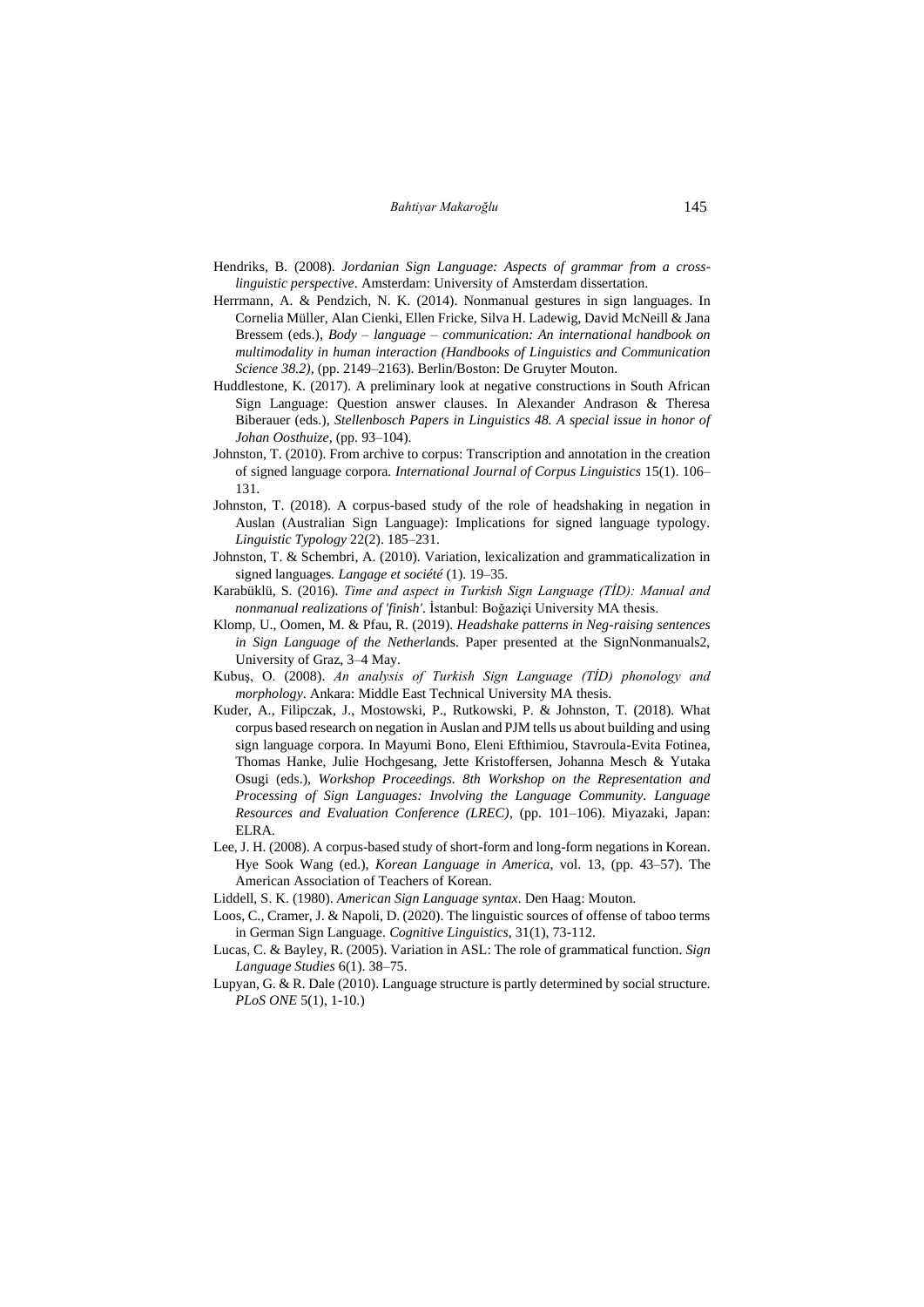Hendriks, B. (2008). *Jordanian Sign Language: Aspects of grammar from a cross-linguistic perspective*. Amsterdam: University of Amsterdam dissertation.

Herrmann, A. & Pendzich, N. K. (2014). Nonmanual gestures in sign languages. In Cornelia Müller, Alan Cienki, Ellen Fricke, Silva H. Ladewig, David McNeill & Jana Bressem (eds.), *Body – language – communication: An international handbook on multimodality in human interaction (Handbooks of Linguistics and Communication Science 38.2)*, (pp. 2149–2163). Berlin/Boston: De Gruyter Mouton.

Huddlestone, K. (2017). A preliminary look at negative constructions in South African Sign Language: Question answer clauses. In Alexander Andrason & Theresa Biberauer (eds.), *Stellenbosch Papers in Linguistics 48. A special issue in honor of Johan Oosthuize*, (pp. 93–104).

Johnston, T. (2010). From archive to corpus: Transcription and annotation in the creation of signed language corpora. *International Journal of Corpus Linguistics* 15(1). 106–131.

Johnston, T. (2018). A corpus-based study of the role of headshaking in negation in Auslan (Australian Sign Language): Implications for signed language typology. *Linguistic Typology* 22(2). 185–231.

Johnston, T. & Schembri, A. (2010). Variation, lexicalization and grammaticalization in signed languages. *Langage et société* (1). 19–35.

Karabüklü, S. (2016). *Time and aspect in Turkish Sign Language (TİD): Manual and nonmanual realizations of 'finish'*. İstanbul: Boğaziçi University MA thesis.

Klomp, U., Oomen, M. & Pfau, R. (2019). *Headshake patterns in Neg-raising sentences in Sign Language of the Netherlan*ds. Paper presented at the SignNonmanuals2, University of Graz, 3–4 May.

Kubuş, O. (2008). *An analysis of Turkish Sign Language (TİD) phonology and morphology*. Ankara: Middle East Technical University MA thesis.

Kuder, A., Filipczak, J., Mostowski, P., Rutkowski, P. & Johnston, T. (2018). What corpus based research on negation in Auslan and PJM tells us about building and using sign language corpora. In Mayumi Bono, Eleni Efthimiou, Stavroula-Evita Fotinea, Thomas Hanke, Julie Hochgesang, Jette Kristoffersen, Johanna Mesch & Yutaka Osugi (eds.), *Workshop Proceedings. 8th Workshop on the Representation and Processing of Sign Languages: Involving the Language Community. Language Resources and Evaluation Conference (LREC)*, (pp. 101–106). Miyazaki, Japan: ELRA.

Lee, J. H. (2008). A corpus-based study of short-form and long-form negations in Korean. Hye Sook Wang (ed.), *Korean Language in America*, vol. 13, (pp. 43–57). The American Association of Teachers of Korean.

Liddell, S. K. (1980). *American Sign Language syntax*. Den Haag: Mouton.

Loos, C., Cramer, J. & Napoli, D. (2020). The linguistic sources of offense of taboo terms in German Sign Language. *Cognitive Linguistics*, 31(1), 73-112.

Lucas, C. & Bayley, R. (2005). Variation in ASL: The role of grammatical function. *Sign Language Studies* 6(1). 38–75.

Lupyan, G. & R. Dale (2010). Language structure is partly determined by social structure. *PLoS ONE* 5(1), 1-10.)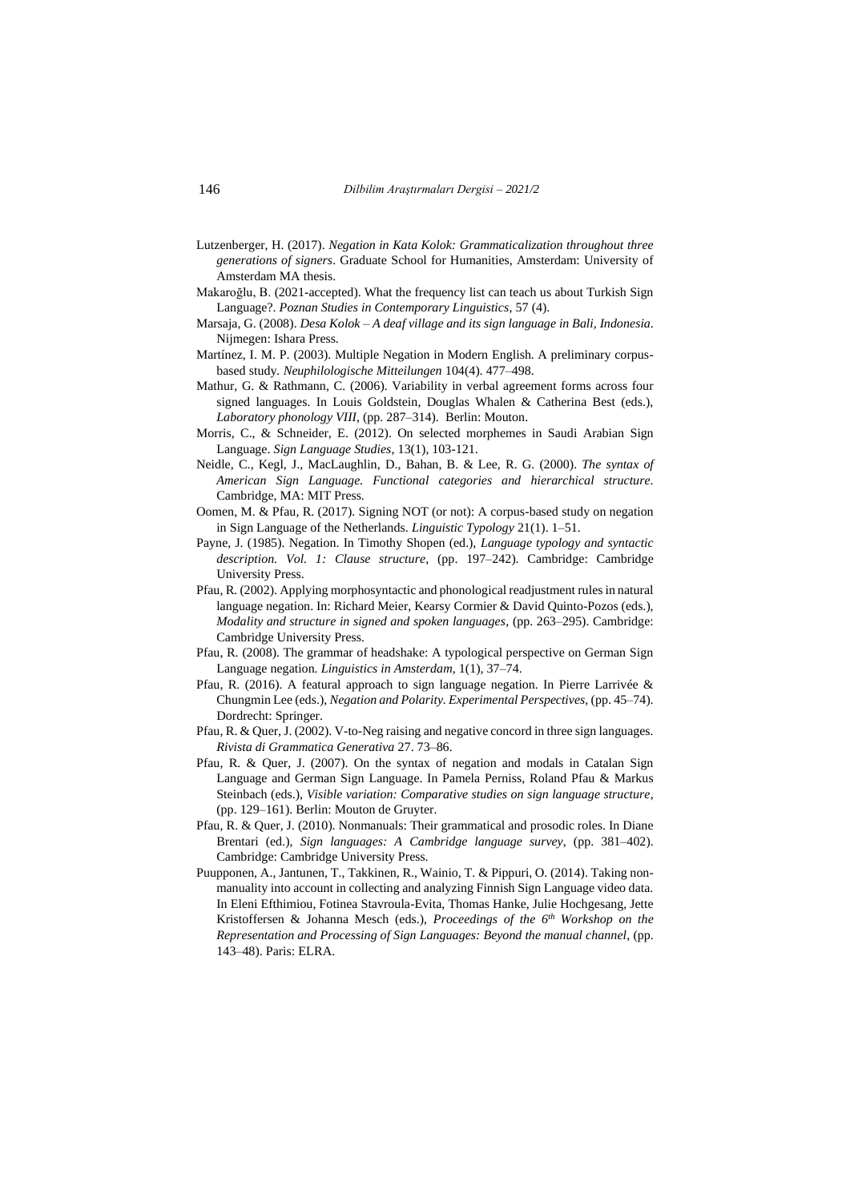Lutzenberger, H. (2017). *Negation in Kata Kolok: Grammaticalization throughout three generations of signers*. Graduate School for Humanities, Amsterdam: University of Amsterdam MA thesis.

Makaroğlu, B. (2021-accepted). What the frequency list can teach us about Turkish Sign Language?. *Poznan Studies in Contemporary Linguistics*, 57 (4).

Marsaja, G. (2008). *Desa Kolok – A deaf village and its sign language in Bali, Indonesia*. Nijmegen: Ishara Press.

Martínez, I. M. P. (2003). Multiple Negation in Modern English. A preliminary corpus-based study. *Neuphilologische Mitteilungen* 104(4). 477–498.

Mathur, G. & Rathmann, C. (2006). Variability in verbal agreement forms across four signed languages. In Louis Goldstein, Douglas Whalen & Catherina Best (eds.), *Laboratory phonology VIII*, (pp. 287–314). Berlin: Mouton.

Morris, C., & Schneider, E. (2012). On selected morphemes in Saudi Arabian Sign Language. *Sign Language Studies*, 13(1), 103-121.

Neidle, C., Kegl, J., MacLaughlin, D., Bahan, B. & Lee, R. G. (2000). *The syntax of American Sign Language. Functional categories and hierarchical structure*. Cambridge, MA: MIT Press.

Oomen, M. & Pfau, R. (2017). Signing NOT (or not): A corpus-based study on negation in Sign Language of the Netherlands. *Linguistic Typology* 21(1). 1–51.

Payne, J. (1985). Negation. In Timothy Shopen (ed.), *Language typology and syntactic description. Vol. 1: Clause structure*, (pp. 197–242). Cambridge: Cambridge University Press.

Pfau, R. (2002). Applying morphosyntactic and phonological readjustment rules in natural language negation. In: Richard Meier, Kearsy Cormier & David Quinto-Pozos (eds.), *Modality and structure in signed and spoken languages*, (pp. 263–295). Cambridge: Cambridge University Press.

Pfau, R. (2008). The grammar of headshake: A typological perspective on German Sign Language negation. *Linguistics in Amsterdam*, 1(1), 37–74.

Pfau, R. (2016). A featural approach to sign language negation. In Pierre Larrivée & Chungmin Lee (eds.), *Negation and Polarity. Experimental Perspectives*, (pp. 45–74). Dordrecht: Springer.

Pfau, R. & Quer, J. (2002). V-to-Neg raising and negative concord in three sign languages. *Rivista di Grammatica Generativa* 27. 73–86.

Pfau, R. & Quer, J. (2007). On the syntax of negation and modals in Catalan Sign Language and German Sign Language. In Pamela Perniss, Roland Pfau & Markus Steinbach (eds.), *Visible variation: Comparative studies on sign language structure*, (pp. 129–161). Berlin: Mouton de Gruyter.

Pfau, R. & Quer, J. (2010). Nonmanuals: Their grammatical and prosodic roles. In Diane Brentari (ed.), *Sign languages: A Cambridge language survey*, (pp. 381–402). Cambridge: Cambridge University Press.

Puupponen, A., Jantunen, T., Takkinen, R., Wainio, T. & Pippuri, O. (2014). Taking non-manuality into account in collecting and analyzing Finnish Sign Language video data. In Eleni Efthimiou, Fotinea Stavroula-Evita, Thomas Hanke, Julie Hochgesang, Jette Kristoffersen & Johanna Mesch (eds.), *Proceedings of the 6th Workshop on the Representation and Processing of Sign Languages: Beyond the manual channel*, (pp. 143–48). Paris: ELRA.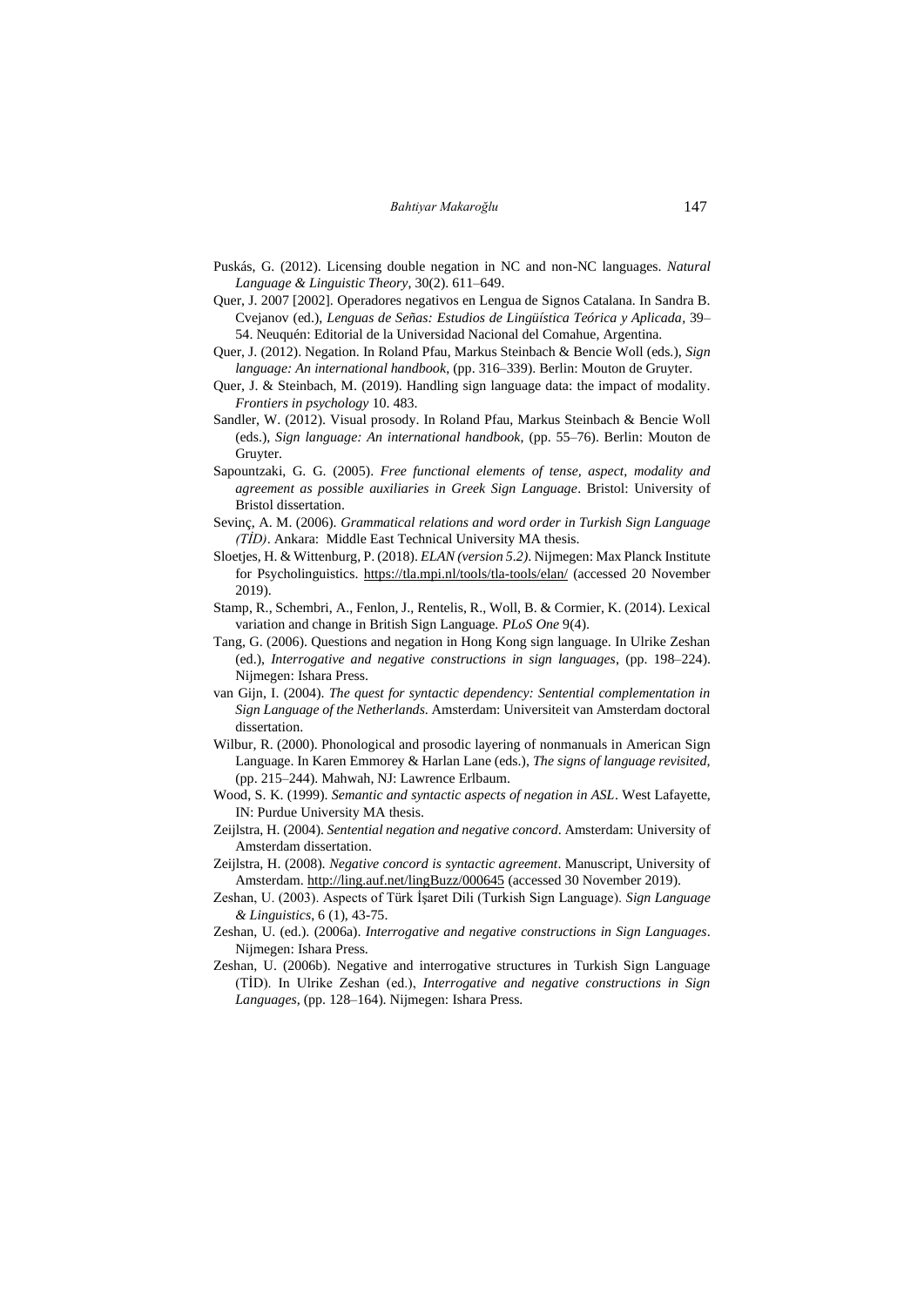Puskás, G. (2012). Licensing double negation in NC and non-NC languages. *Natural Language & Linguistic Theory*, 30(2). 611–649.

Quer, J. 2007 [2002]. Operadores negativos en Lengua de Signos Catalana. In Sandra B. Cvejanov (ed.), *Lenguas de Señas: Estudios de Lingüística Teórica y Aplicada*, 39–54. Neuquén: Editorial de la Universidad Nacional del Comahue, Argentina.

Quer, J. (2012). Negation. In Roland Pfau, Markus Steinbach & Bencie Woll (eds.), *Sign language: An international handbook*, (pp. 316–339). Berlin: Mouton de Gruyter.

Quer, J. & Steinbach, M. (2019). Handling sign language data: the impact of modality. *Frontiers in psychology* 10. 483.

Sandler, W. (2012). Visual prosody. In Roland Pfau, Markus Steinbach & Bencie Woll (eds.), *Sign language: An international handbook*, (pp. 55–76). Berlin: Mouton de Gruyter.

Sapountzaki, G. G. (2005). *Free functional elements of tense, aspect, modality and agreement as possible auxiliaries in Greek Sign Language*. Bristol: University of Bristol dissertation.

Sevinç, A. M. (2006). *Grammatical relations and word order in Turkish Sign Language (TİD)*. Ankara: Middle East Technical University MA thesis.

Sloetjes, H. & Wittenburg, P. (2018). *ELAN (version 5.2)*. Nijmegen: Max Planck Institute for Psycholinguistics. https://tla.mpi.nl/tools/tla-tools/elan/ (accessed 20 November 2019).

Stamp, R., Schembri, A., Fenlon, J., Rentelis, R., Woll, B. & Cormier, K. (2014). Lexical variation and change in British Sign Language. *PLoS One* 9(4).

Tang, G. (2006). Questions and negation in Hong Kong sign language. In Ulrike Zeshan (ed.), *Interrogative and negative constructions in sign languages*, (pp. 198–224). Nijmegen: Ishara Press.

van Gijn, I. (2004). *The quest for syntactic dependency: Sentential complementation in Sign Language of the Netherlands*. Amsterdam: Universiteit van Amsterdam doctoral dissertation.

Wilbur, R. (2000). Phonological and prosodic layering of nonmanuals in American Sign Language. In Karen Emmorey & Harlan Lane (eds.), *The signs of language revisited*, (pp. 215–244). Mahwah, NJ: Lawrence Erlbaum.

Wood, S. K. (1999). *Semantic and syntactic aspects of negation in ASL*. West Lafayette, IN: Purdue University MA thesis.

Zeijlstra, H. (2004). *Sentential negation and negative concord*. Amsterdam: University of Amsterdam dissertation.

Zeijlstra, H. (2008). *Negative concord is syntactic agreement*. Manuscript, University of Amsterdam. http://ling.auf.net/lingBuzz/000645 (accessed 30 November 2019).

Zeshan, U. (2003). Aspects of Türk İşaret Dili (Turkish Sign Language). *Sign Language & Linguistics*, 6 (1), 43-75.

Zeshan, U. (ed.). (2006a). *Interrogative and negative constructions in Sign Languages*. Nijmegen: Ishara Press.

Zeshan, U. (2006b). Negative and interrogative structures in Turkish Sign Language (TİD). In Ulrike Zeshan (ed.), *Interrogative and negative constructions in Sign Languages*, (pp. 128–164). Nijmegen: Ishara Press.